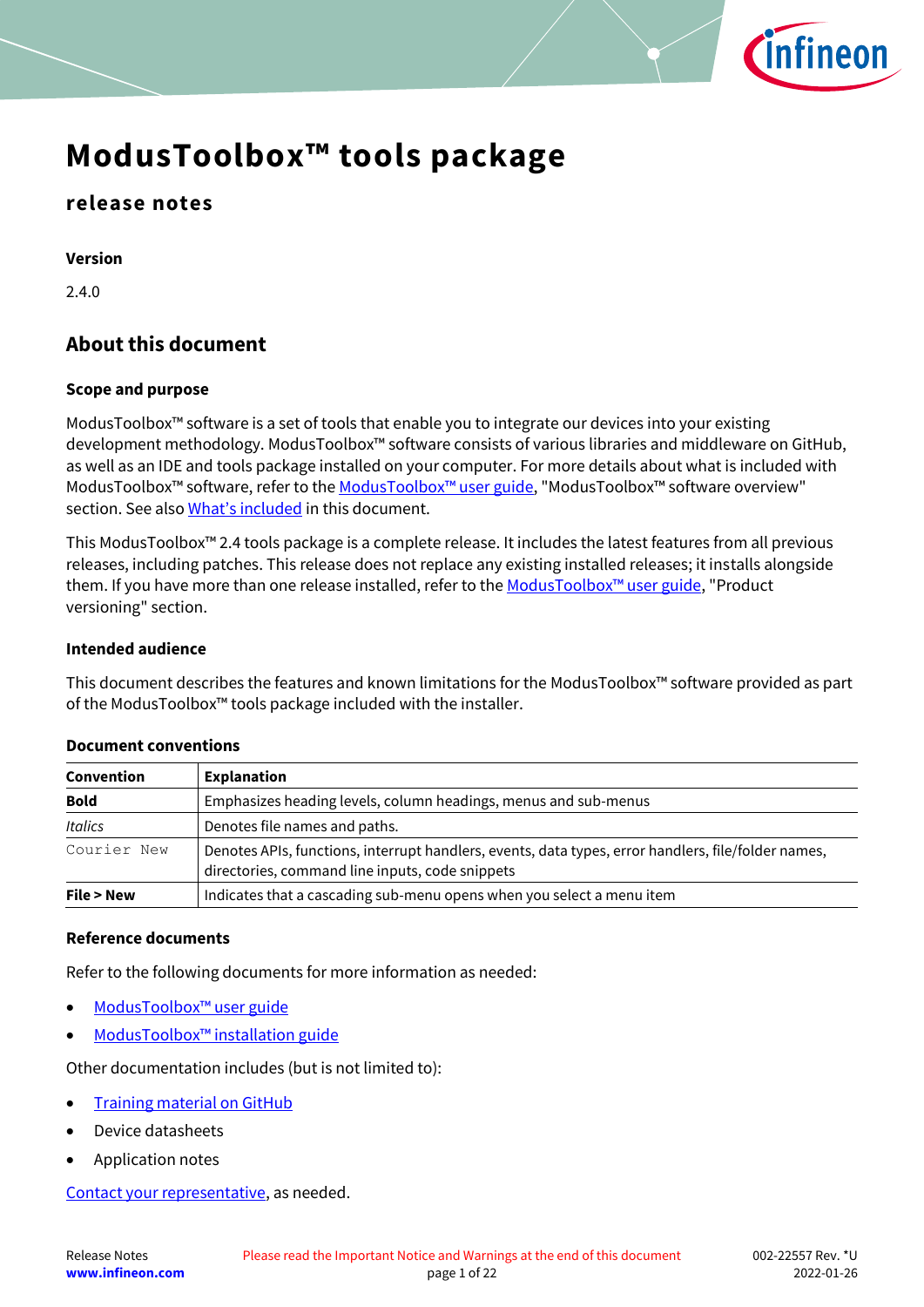# ModusToolbox™ tools package

## release notes

**Version**

2.4.0

## About this document

### Scope and purpose

ModusToolbox™ software is a set of tools that enable you to integrate our devices into your existing development methodology. ModusToolbox™ software consists of various libraries and middleware on GitHub, as well as an IDE and tools package installed on your computer. For more details about what is included with ModusToolbox™ software, refer to the ModusToolbox™ user guide, "ModusToolbox™ software overview" section. See also What's included in this document.

This ModusToolbox™ 2.4 tools package is a complete release. It includes the latest features from all previous releases, including patches. This release does not replace any existing installed releases; it installs alongside them. If you have more than one release installed, refer to the ModusToolbox™ user guide, "Product versioning" section.

### Intended audience

This document describes the features and known limitations for the ModusToolbox™ software provided as part of the ModusToolbox™ tools package included with the installer.

### Document conventions

| Convention | Explanation |
|---|---|
| **Bold** | Emphasizes heading levels, column headings, menus and sub-menus |
| *Italics* | Denotes file names and paths. |
| `Courier New` | Denotes APIs, functions, interrupt handlers, events, data types, error handlers, file/folder names, directories, command line inputs, code snippets |
| **File > New** | Indicates that a cascading sub-menu opens when you select a menu item |

### Reference documents

Refer to the following documents for more information as needed:

- ModusToolbox™ user guide
- ModusToolbox™ installation guide

Other documentation includes (but is not limited to):

- Training material on GitHub
- Device datasheets
- Application notes

Contact your representative, as needed.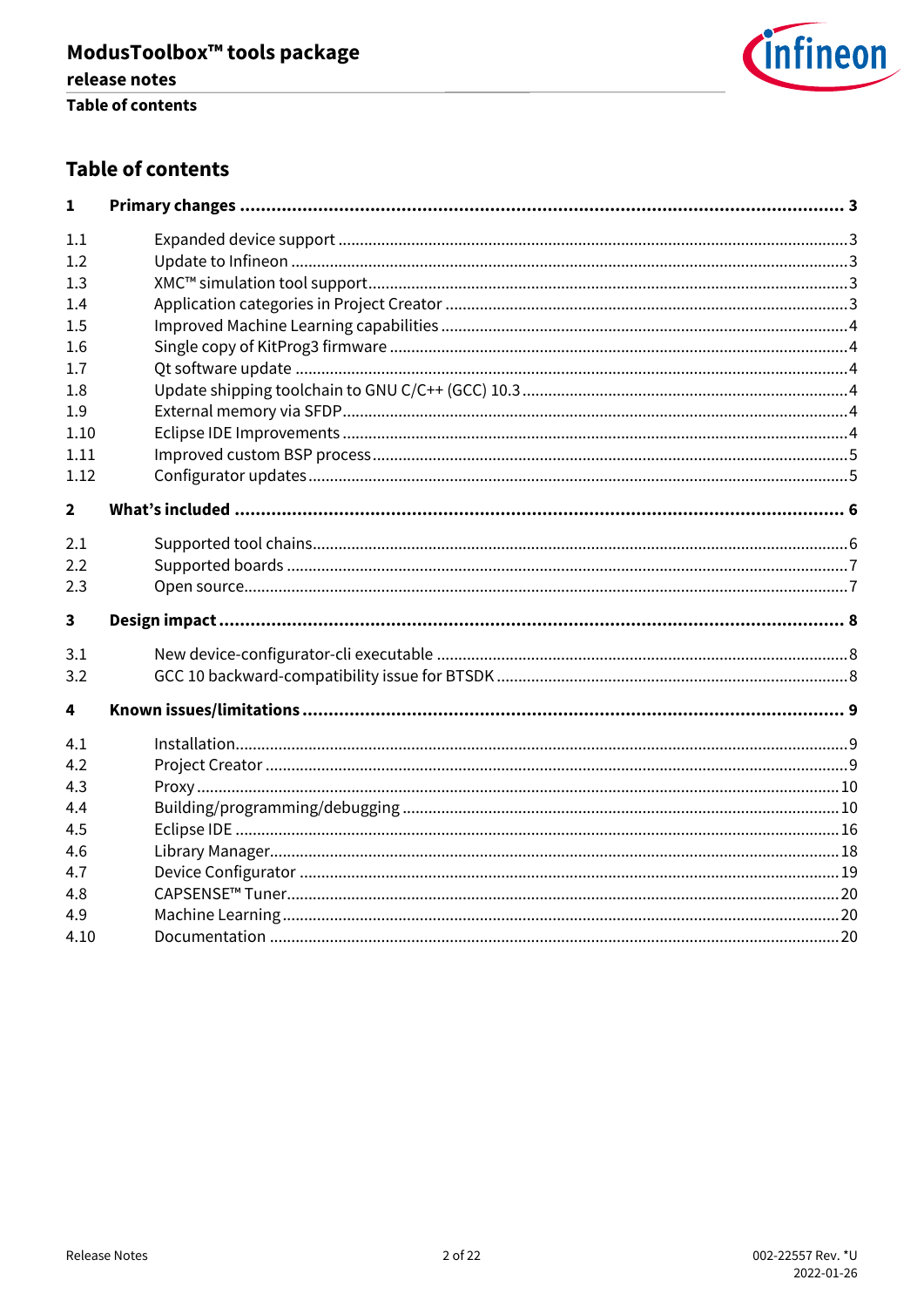## Table of contents

| | | |
|---|---|---|
| **1** | **Primary changes** | **3** |
| 1.1 | Expanded device support | 3 |
| 1.2 | Update to Infineon | 3 |
| 1.3 | XMC™ simulation tool support | 3 |
| 1.4 | Application categories in Project Creator | 3 |
| 1.5 | Improved Machine Learning capabilities | 4 |
| 1.6 | Single copy of KitProg3 firmware | 4 |
| 1.7 | Qt software update | 4 |
| 1.8 | Update shipping toolchain to GNU C/C++ (GCC) 10.3 | 4 |
| 1.9 | External memory via SFDP | 4 |
| 1.10 | Eclipse IDE Improvements | 4 |
| 1.11 | Improved custom BSP process | 5 |
| 1.12 | Configurator updates | 5 |
| **2** | **What's included** | **6** |
| 2.1 | Supported tool chains | 6 |
| 2.2 | Supported boards | 7 |
| 2.3 | Open source | 7 |
| **3** | **Design impact** | **8** |
| 3.1 | New device-configurator-cli executable | 8 |
| 3.2 | GCC 10 backward-compatibility issue for BTSDK | 8 |
| **4** | **Known issues/limitations** | **9** |
| 4.1 | Installation | 9 |
| 4.2 | Project Creator | 9 |
| 4.3 | Proxy | 10 |
| 4.4 | Building/programming/debugging | 10 |
| 4.5 | Eclipse IDE | 16 |
| 4.6 | Library Manager | 18 |
| 4.7 | Device Configurator | 19 |
| 4.8 | CAPSENSE™ Tuner | 20 |
| 4.9 | Machine Learning | 20 |
| 4.10 | Documentation | 20 |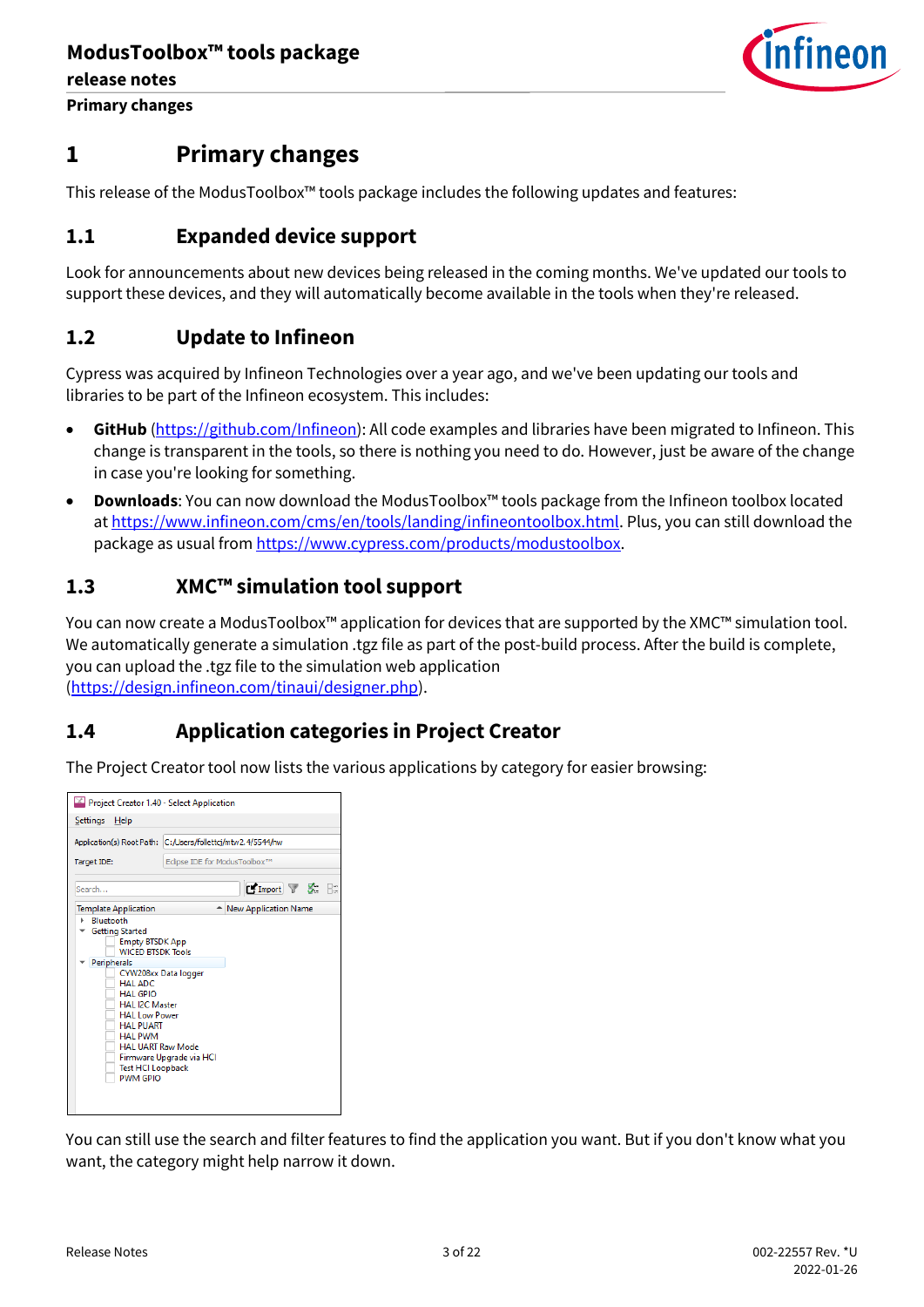# 1 Primary changes

This release of the ModusToolbox™ tools package includes the following updates and features:

## 1.1 Expanded device support

Look for announcements about new devices being released in the coming months. We've updated our tools to support these devices, and they will automatically become available in the tools when they're released.

## 1.2 Update to Infineon

Cypress was acquired by Infineon Technologies over a year ago, and we've been updating our tools and libraries to be part of the Infineon ecosystem. This includes:

- **GitHub** (https://github.com/Infineon): All code examples and libraries have been migrated to Infineon. This change is transparent in the tools, so there is nothing you need to do. However, just be aware of the change in case you're looking for something.
- **Downloads**: You can now download the ModusToolbox™ tools package from the Infineon toolbox located at https://www.infineon.com/cms/en/tools/landing/infineontoolbox.html. Plus, you can still download the package as usual from https://www.cypress.com/products/modustoolbox.

## 1.3 XMC™ simulation tool support

You can now create a ModusToolbox™ application for devices that are supported by the XMC™ simulation tool. We automatically generate a simulation .tgz file as part of the post-build process. After the build is complete, you can upload the .tgz file to the simulation web application (https://design.infineon.com/tinaui/designer.php).

## 1.4 Application categories in Project Creator

The Project Creator tool now lists the various applications by category for easier browsing:

You can still use the search and filter features to find the application you want. But if you don't know what you want, the category might help narrow it down.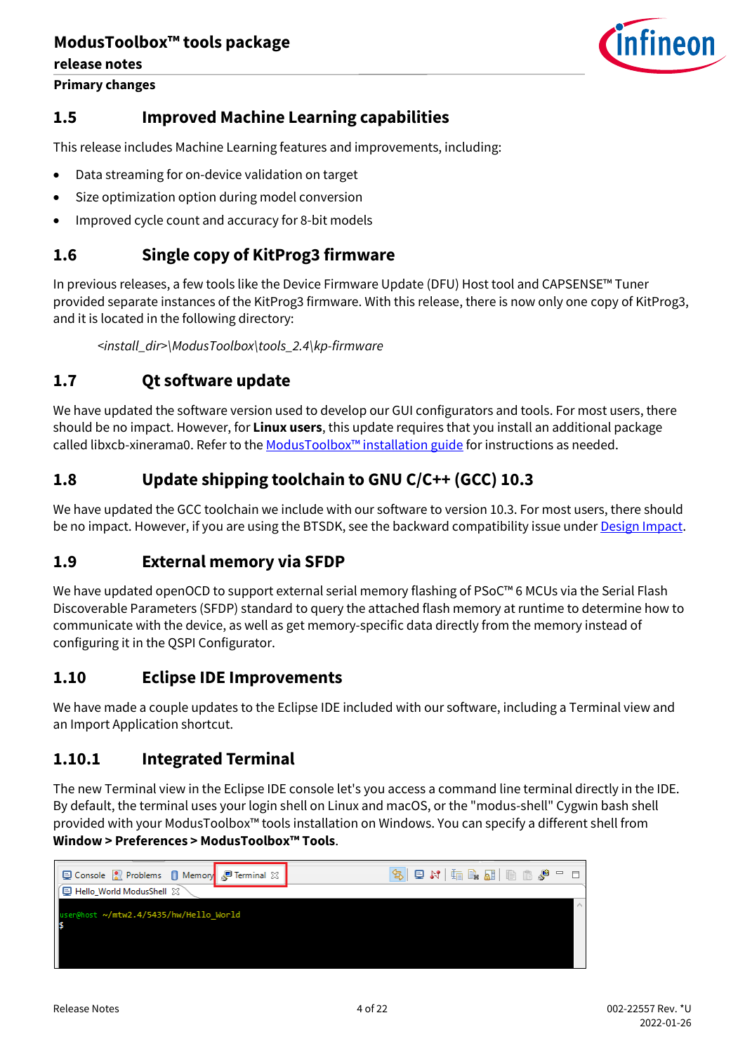## 1.5 Improved Machine Learning capabilities

This release includes Machine Learning features and improvements, including:

- Data streaming for on-device validation on target
- Size optimization option during model conversion
- Improved cycle count and accuracy for 8-bit models

## 1.6 Single copy of KitProg3 firmware

In previous releases, a few tools like the Device Firmware Update (DFU) Host tool and CAPSENSE™ Tuner provided separate instances of the KitProg3 firmware. With this release, there is now only one copy of KitProg3, and it is located in the following directory:

*<install_dir>\ModusToolbox\tools_2.4\kp-firmware*

## 1.7 Qt software update

We have updated the software version used to develop our GUI configurators and tools. For most users, there should be no impact. However, for **Linux users**, this update requires that you install an additional package called libxcb-xinerama0. Refer to the ModusToolbox™ installation guide for instructions as needed.

## 1.8 Update shipping toolchain to GNU C/C++ (GCC) 10.3

We have updated the GCC toolchain we include with our software to version 10.3. For most users, there should be no impact. However, if you are using the BTSDK, see the backward compatibility issue under Design Impact.

## 1.9 External memory via SFDP

We have updated openOCD to support external serial memory flashing of PSoC™ 6 MCUs via the Serial Flash Discoverable Parameters (SFDP) standard to query the attached flash memory at runtime to determine how to communicate with the device, as well as get memory-specific data directly from the memory instead of configuring it in the QSPI Configurator.

## 1.10 Eclipse IDE Improvements

We have made a couple updates to the Eclipse IDE included with our software, including a Terminal view and an Import Application shortcut.

### 1.10.1 Integrated Terminal

The new Terminal view in the Eclipse IDE console let's you access a command line terminal directly in the IDE. By default, the terminal uses your login shell on Linux and macOS, or the "modus-shell" Cygwin bash shell provided with your ModusToolbox™ tools installation on Windows. You can specify a different shell from **Window > Preferences > ModusToolbox™ Tools**.

Console | Problems | Memory | Terminal

Hello_World ModusShell

```
user@host ~/mtw2.4/5435/hw/Hello_World
$
```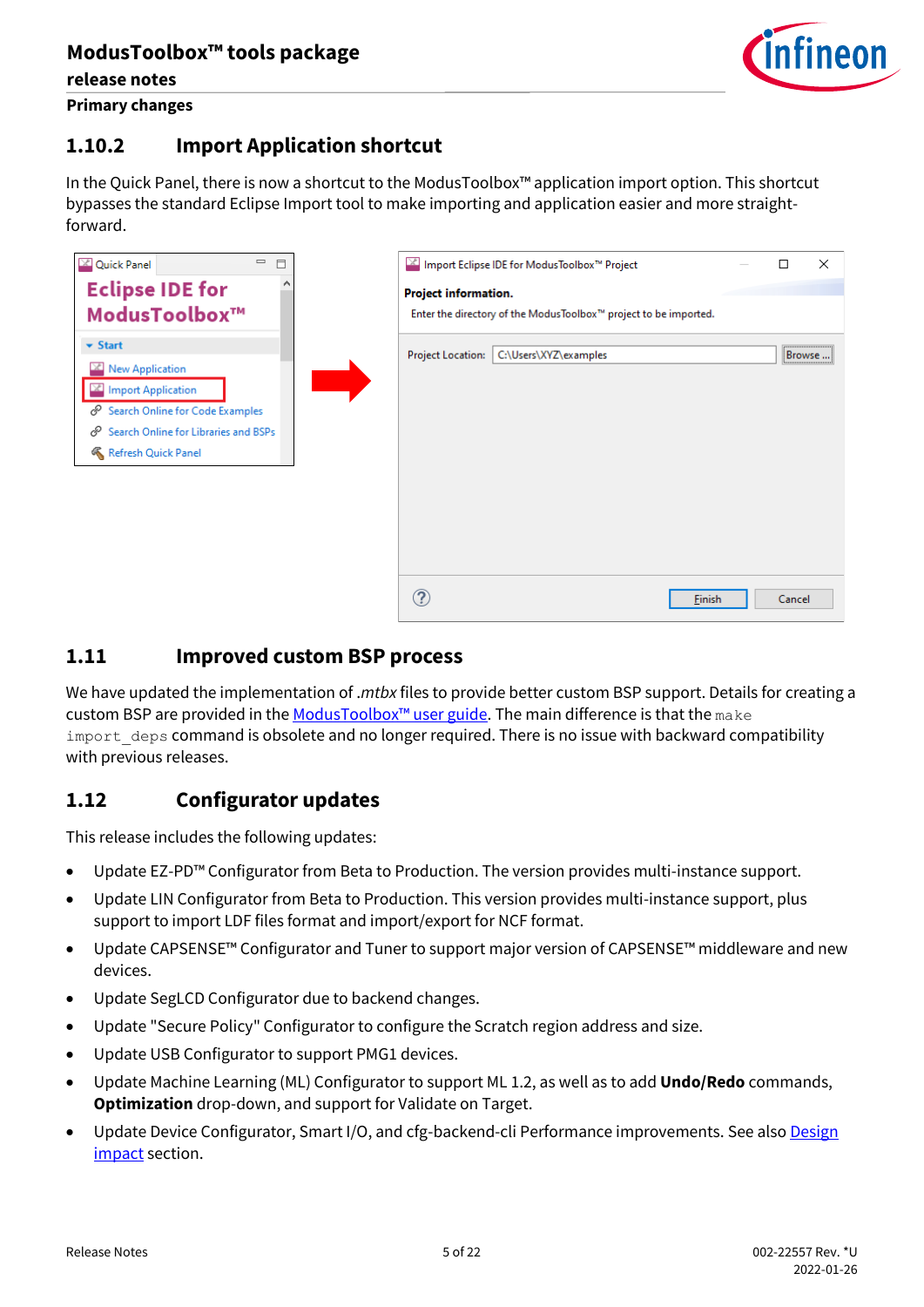### 1.10.2 Import Application shortcut

In the Quick Panel, there is now a shortcut to the ModusToolbox™ application import option. This shortcut bypasses the standard Eclipse Import tool to make importing and application easier and more straight-forward.

## 1.11 Improved custom BSP process

We have updated the implementation of *.mtbx* files to provide better custom BSP support. Details for creating a custom BSP are provided in the ModusToolbox™ user guide. The main difference is that the `make import_deps` command is obsolete and no longer required. There is no issue with backward compatibility with previous releases.

## 1.12 Configurator updates

This release includes the following updates:

- Update EZ-PD™ Configurator from Beta to Production. The version provides multi-instance support.
- Update LIN Configurator from Beta to Production. This version provides multi-instance support, plus support to import LDF files format and import/export for NCF format.
- Update CAPSENSE™ Configurator and Tuner to support major version of CAPSENSE™ middleware and new devices.
- Update SegLCD Configurator due to backend changes.
- Update "Secure Policy" Configurator to configure the Scratch region address and size.
- Update USB Configurator to support PMG1 devices.
- Update Machine Learning (ML) Configurator to support ML 1.2, as well as to add **Undo/Redo** commands, **Optimization** drop-down, and support for Validate on Target.
- Update Device Configurator, Smart I/O, and cfg-backend-cli Performance improvements. See also Design impact section.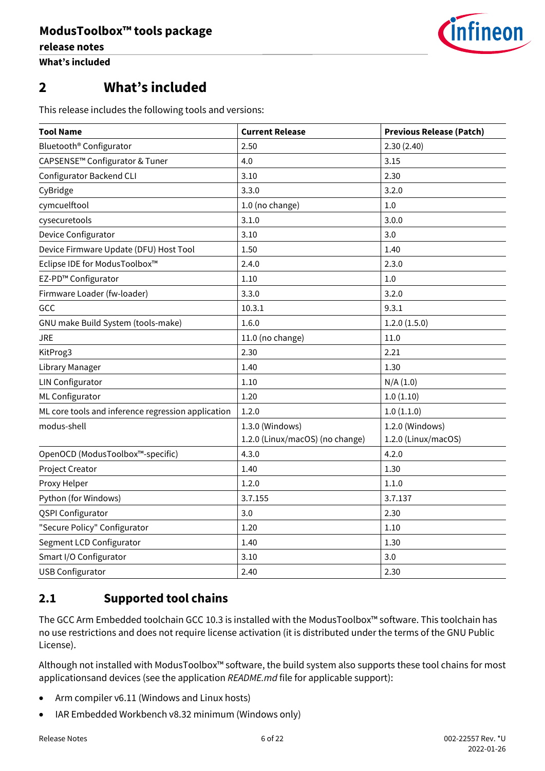## 2 What's included

This release includes the following tools and versions:

| Tool Name | Current Release | Previous Release (Patch) |
|---|---|---|
| Bluetooth® Configurator | 2.50 | 2.30 (2.40) |
| CAPSENSE™ Configurator & Tuner | 4.0 | 3.15 |
| Configurator Backend CLI | 3.10 | 2.30 |
| CyBridge | 3.3.0 | 3.2.0 |
| cymcuelftool | 1.0 (no change) | 1.0 |
| cysecuretools | 3.1.0 | 3.0.0 |
| Device Configurator | 3.10 | 3.0 |
| Device Firmware Update (DFU) Host Tool | 1.50 | 1.40 |
| Eclipse IDE for ModusToolbox™ | 2.4.0 | 2.3.0 |
| EZ-PD™ Configurator | 1.10 | 1.0 |
| Firmware Loader (fw-loader) | 3.3.0 | 3.2.0 |
| GCC | 10.3.1 | 9.3.1 |
| GNU make Build System (tools-make) | 1.6.0 | 1.2.0 (1.5.0) |
| JRE | 11.0 (no change) | 11.0 |
| KitProg3 | 2.30 | 2.21 |
| Library Manager | 1.40 | 1.30 |
| LIN Configurator | 1.10 | N/A (1.0) |
| ML Configurator | 1.20 | 1.0 (1.10) |
| ML core tools and inference regression application | 1.2.0 | 1.0 (1.1.0) |
| modus-shell | 1.3.0 (Windows)<br>1.2.0 (Linux/macOS) (no change) | 1.2.0 (Windows)<br>1.2.0 (Linux/macOS) |
| OpenOCD (ModusToolbox™-specific) | 4.3.0 | 4.2.0 |
| Project Creator | 1.40 | 1.30 |
| Proxy Helper | 1.2.0 | 1.1.0 |
| Python (for Windows) | 3.7.155 | 3.7.137 |
| QSPI Configurator | 3.0 | 2.30 |
| "Secure Policy" Configurator | 1.20 | 1.10 |
| Segment LCD Configurator | 1.40 | 1.30 |
| Smart I/O Configurator | 3.10 | 3.0 |
| USB Configurator | 2.40 | 2.30 |

### 2.1 Supported tool chains

The GCC Arm Embedded toolchain GCC 10.3 is installed with the ModusToolbox™ software. This toolchain has no use restrictions and does not require license activation (it is distributed under the terms of the GNU Public License).

Although not installed with ModusToolbox™ software, the build system also supports these tool chains for most applicationsand devices (see the application *README.md* file for applicable support):

- Arm compiler v6.11 (Windows and Linux hosts)
- IAR Embedded Workbench v8.32 minimum (Windows only)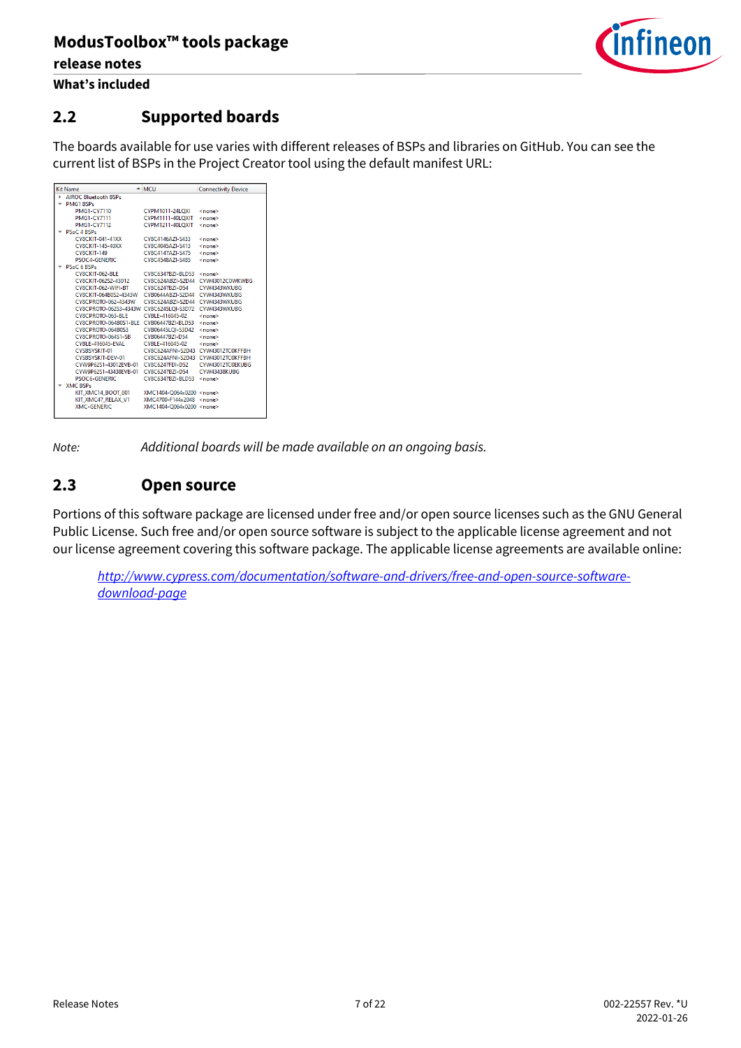## 2.2 Supported boards

The boards available for use varies with different releases of BSPs and libraries on GitHub. You can see the current list of BSPs in the Project Creator tool using the default manifest URL:

| Kit Name | MCU | Connectivity Device |
|---|---|---|
| ▸ AIROC Bluetooth BSPs | | |
| ▾ PMG1 BSPs | | |
| PMG1-CY7110 | CYPM1011-24LQXI | <none> |
| PMG1-CY7111 | CYPM1111-40LQXIT | <none> |
| PMG1-CY7112 | CYPM1211-40LQXIT | <none> |
| ▾ PSoC 4 BSPs | | |
| CY8CKIT-041-41XX | CY8C4146AZI-S433 | <none> |
| CY8CKIT-145-40XX | CY8C4045AZI-S413 | <none> |
| CY8CKIT-149 | CY8C4147AZI-S475 | <none> |
| PSOC4-GENERIC | CY8C4548AZI-S485 | <none> |
| ▾ PSoC 6 BSPs | | |
| CY8CKIT-062-BLE | CY8C6347BZI-BLD53 | <none> |
| CY8CKIT-062S2-43012 | CY8C624ABZI-S2D44 | CYW43012C0WKWBG |
| CY8CKIT-062-WIFI-BT | CY8C6247BZI-D54 | CYW4343WKUBG |
| CY8CKIT-064B0S2-4343W | CYB0644ABZI-S2D44 | CYW4343WKUBG |
| CY8CPROTO-062-4343W | CY8C624ABZI-S2D44 | CYW4343WKUBG |
| CY8CPROTO-062S3-4343W | CY8C6245LQI-S3D72 | CYW4343WKUBG |
| CY8CPROTO-063-BLE | CYBLE-416045-02 | <none> |
| CY8CPROTO-064B0S1-BLE | CYB06447BZI-BLD53 | <none> |
| CY8CPROTO-064B0S3 | CYB06445LQI-S3D42 | <none> |
| CY8CPROTO-064S1-SB | CYB06447BZI-D54 | <none> |
| CYBLE-416045-EVAL | CYBLE-416045-02 | <none> |
| CYSBSYSKIT-01 | CY8C624AFNI-S2D43 | CYW43012TC0KFFBH |
| CYSBSYSKIT-DEV-01 | CY8C624AFNI-S2D43 | CYW43012TC0KFFBH |
| CYW9P62S1-43012EVB-01 | CY8C6247FDI-D52 | CYW43012TC0EKUBG |
| CYW9P62S1-43438EVB-01 | CY8C6247BZI-D54 | CYW43438KUBG |
| PSOC6-GENERIC | CY8C6347BZI-BLD53 | <none> |
| ▾ XMC BSPs | | |
| KIT_XMC14_BOOT_001 | XMC1404-Q064x0200 | <none> |
| KIT_XMC47_RELAX_V1 | XMC4700-F144x2048 | <none> |
| XMC-GENERIC | XMC1404-Q064x0200 | <none> |

*Note:* *Additional boards will be made available on an ongoing basis.*

## 2.3 Open source

Portions of this software package are licensed under free and/or open source licenses such as the GNU General Public License. Such free and/or open source software is subject to the applicable license agreement and not our license agreement covering this software package. The applicable license agreements are available online:

*http://www.cypress.com/documentation/software-and-drivers/free-and-open-source-software-download-page*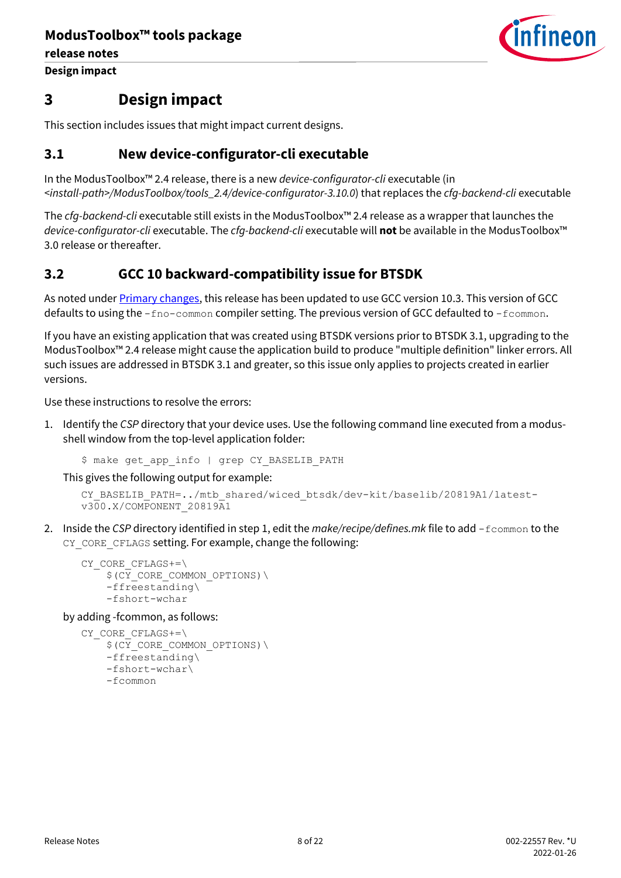# 3 Design impact

This section includes issues that might impact current designs.

## 3.1 New device-configurator-cli executable

In the ModusToolbox™ 2.4 release, there is a new *device-configurator-cli* executable (in *<install-path>/ModusToolbox/tools_2.4/device-configurator-3.10.0*) that replaces the *cfg-backend-cli* executable

The *cfg-backend-cli* executable still exists in the ModusToolbox™ 2.4 release as a wrapper that launches the *device-configurator-cli* executable. The *cfg-backend-cli* executable will **not** be available in the ModusToolbox™ 3.0 release or thereafter.

## 3.2 GCC 10 backward-compatibility issue for BTSDK

As noted under Primary changes, this release has been updated to use GCC version 10.3. This version of GCC defaults to using the `-fno-common` compiler setting. The previous version of GCC defaulted to `-fcommon`.

If you have an existing application that was created using BTSDK versions prior to BTSDK 3.1, upgrading to the ModusToolbox™ 2.4 release might cause the application build to produce "multiple definition" linker errors. All such issues are addressed in BTSDK 3.1 and greater, so this issue only applies to projects created in earlier versions.

Use these instructions to resolve the errors:

1. Identify the *CSP* directory that your device uses. Use the following command line executed from a modus-shell window from the top-level application folder:

   ```
   $ make get_app_info | grep CY_BASELIB_PATH
   ```

   This gives the following output for example:

   ```
   CY_BASELIB_PATH=../mtb_shared/wiced_btsdk/dev-kit/baselib/20819A1/latest-v300.X/COMPONENT_20819A1
   ```

2. Inside the *CSP* directory identified in step 1, edit the *make/recipe/defines.mk* file to add `-fcommon` to the `CY_CORE_CFLAGS` setting. For example, change the following:

   ```
   CY_CORE_CFLAGS+=\
       $(CY_CORE_COMMON_OPTIONS)\
       -ffreestanding\
       -fshort-wchar
   ```

   by adding -fcommon, as follows:

   ```
   CY_CORE_CFLAGS+=\
       $(CY_CORE_COMMON_OPTIONS)\
       -ffreestanding\
       -fshort-wchar\
       -fcommon
   ```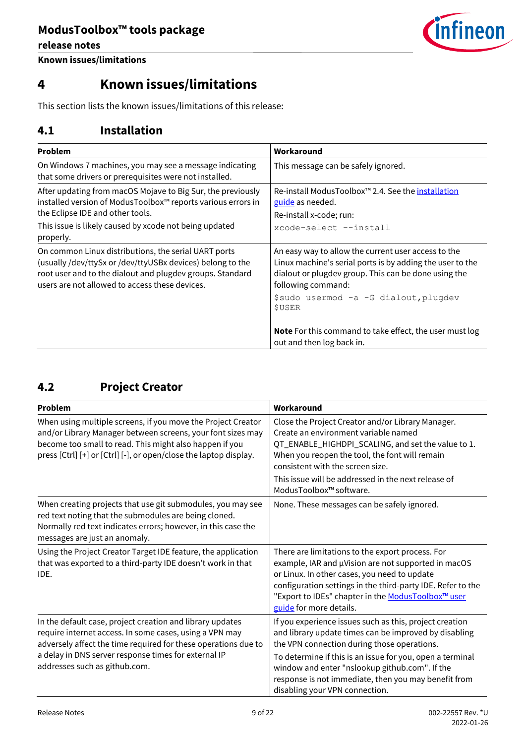# 4 Known issues/limitations

This section lists the known issues/limitations of this release:

## 4.1 Installation

| Problem | Workaround |
|---|---|
| On Windows 7 machines, you may see a message indicating that some drivers or prerequisites were not installed. | This message can be safely ignored. |
| After updating from macOS Mojave to Big Sur, the previously installed version of ModusToolbox™ reports various errors in the Eclipse IDE and other tools.<br>This issue is likely caused by xcode not being updated properly. | Re-install ModusToolbox™ 2.4. See the installation guide as needed.<br>Re-install x-code; run:<br>`xcode-select --install` |
| On common Linux distributions, the serial UART ports (usually /dev/ttySx or /dev/ttyUSBx devices) belong to the root user and to the dialout and plugdev groups. Standard users are not allowed to access these devices. | An easy way to allow the current user access to the Linux machine's serial ports is by adding the user to the dialout or plugdev group. This can be done using the following command:<br>`$sudo usermod -a -G dialout,plugdev $USER`<br><br>**Note** For this command to take effect, the user must log out and then log back in. |

## 4.2 Project Creator

| Problem | Workaround |
|---|---|
| When using multiple screens, if you move the Project Creator and/or Library Manager between screens, your font sizes may become too small to read. This might also happen if you press [Ctrl] [+] or [Ctrl] [-], or open/close the laptop display. | Close the Project Creator and/or Library Manager. Create an environment variable named QT_ENABLE_HIGHDPI_SCALING, and set the value to 1. When you reopen the tool, the font will remain consistent with the screen size.<br>This issue will be addressed in the next release of ModusToolbox™ software. |
| When creating projects that use git submodules, you may see red text noting that the submodules are being cloned. Normally red text indicates errors; however, in this case the messages are just an anomaly. | None. These messages can be safely ignored. |
| Using the Project Creator Target IDE feature, the application that was exported to a third-party IDE doesn't work in that IDE. | There are limitations to the export process. For example, IAR and µVision are not supported in macOS or Linux. In other cases, you need to update configuration settings in the third-party IDE. Refer to the "Export to IDEs" chapter in the ModusToolbox™ user guide for more details. |
| In the default case, project creation and library updates require internet access. In some cases, using a VPN may adversely affect the time required for these operations due to a delay in DNS server response times for external IP addresses such as github.com. | If you experience issues such as this, project creation and library update times can be improved by disabling the VPN connection during those operations.<br>To determine if this is an issue for you, open a terminal window and enter "nslookup github.com". If the response is not immediate, then you may benefit from disabling your VPN connection. |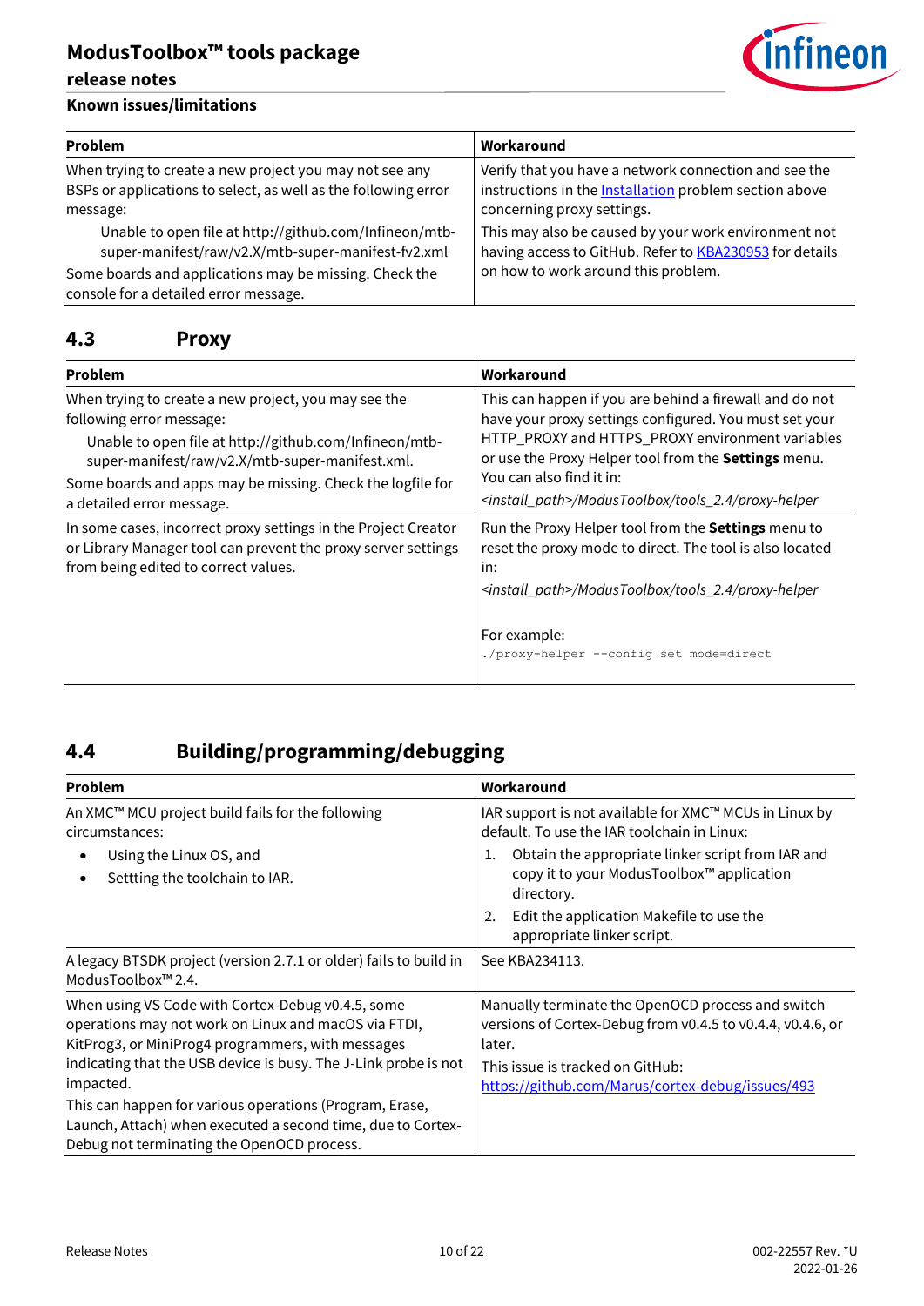| Problem | Workaround |
|---|---|
| When trying to create a new project you may not see any BSPs or applications to select, as well as the following error message: Unable to open file at http://github.com/Infineon/mtb-super-manifest/raw/v2.X/mtb-super-manifest-fv2.xml Some boards and applications may be missing. Check the console for a detailed error message. | Verify that you have a network connection and see the instructions in the Installation problem section above concerning proxy settings. This may also be caused by your work environment not having access to GitHub. Refer to KBA230953 for details on how to work around this problem. |

## 4.3 Proxy

| Problem | Workaround |
|---|---|
| When trying to create a new project, you may see the following error message: Unable to open file at http://github.com/Infineon/mtb-super-manifest/raw/v2.X/mtb-super-manifest.xml. Some boards and apps may be missing. Check the logfile for a detailed error message. | This can happen if you are behind a firewall and do not have your proxy settings configured. You must set your HTTP_PROXY and HTTPS_PROXY environment variables or use the Proxy Helper tool from the **Settings** menu. You can also find it in: *<install_path>/ModusToolbox/tools_2.4/proxy-helper* |
| In some cases, incorrect proxy settings in the Project Creator or Library Manager tool can prevent the proxy server settings from being edited to correct values. | Run the Proxy Helper tool from the **Settings** menu to reset the proxy mode to direct. The tool is also located in: *<install_path>/ModusToolbox/tools_2.4/proxy-helper* For example: `./proxy-helper --config set mode=direct` |

## 4.4 Building/programming/debugging

| Problem | Workaround |
|---|---|
| An XMC™ MCU project build fails for the following circumstances: • Using the Linux OS, and • Settting the toolchain to IAR. | IAR support is not available for XMC™ MCUs in Linux by default. To use the IAR toolchain in Linux: 1. Obtain the appropriate linker script from IAR and copy it to your ModusToolbox™ application directory. 2. Edit the application Makefile to use the appropriate linker script. |
| A legacy BTSDK project (version 2.7.1 or older) fails to build in ModusToolbox™ 2.4. | See KBA234113. |
| When using VS Code with Cortex-Debug v0.4.5, some operations may not work on Linux and macOS via FTDI, KitProg3, or MiniProg4 programmers, with messages indicating that the USB device is busy. The J-Link probe is not impacted. This can happen for various operations (Program, Erase, Launch, Attach) when executed a second time, due to Cortex-Debug not terminating the OpenOCD process. | Manually terminate the OpenOCD process and switch versions of Cortex-Debug from v0.4.5 to v0.4.4, v0.4.6, or later. This issue is tracked on GitHub: https://github.com/Marus/cortex-debug/issues/493 |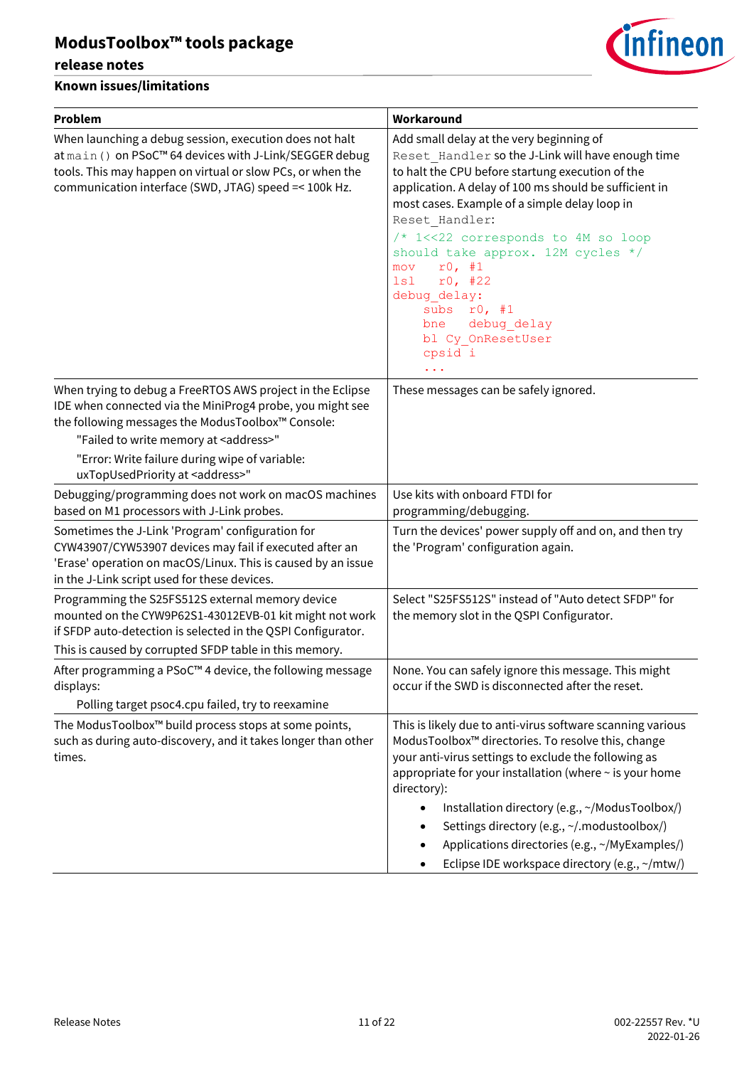### Known issues/limitations

| Problem | Workaround |
| --- | --- |
| When launching a debug session, execution does not halt at `main()` on PSoC™ 64 devices with J-Link/SEGGER debug tools. This may happen on virtual or slow PCs, or when the communication interface (SWD, JTAG) speed =< 100k Hz. | Add small delay at the very beginning of `Reset_Handler` so the J-Link will have enough time to halt the CPU before startung execution of the application. A delay of 100 ms should be sufficient in most cases. Example of a simple delay loop in `Reset_Handler`: <br> `/* 1<<22 corresponds to 4M so loop should take approx. 12M cycles */` <br> `mov    r0, #1` <br> `lsl    r0, #22` <br> `debug_delay:` <br> `    subs   r0, #1` <br> `    bne    debug_delay` <br> `    bl Cy_OnResetUser` <br> `    cpsid i` <br> `    ...` |
| When trying to debug a FreeRTOS AWS project in the Eclipse IDE when connected via the MiniProg4 probe, you might see the following messages the ModusToolbox™ Console: <br> "Failed to write memory at <address>" <br> "Error: Write failure during wipe of variable: uxTopUsedPriority at <address>" | These messages can be safely ignored. |
| Debugging/programming does not work on macOS machines based on M1 processors with J-Link probes. | Use kits with onboard FTDI for programming/debugging. |
| Sometimes the J-Link 'Program' configuration for CYW43907/CYW53907 devices may fail if executed after an 'Erase' operation on macOS/Linux. This is caused by an issue in the J-Link script used for these devices. | Turn the devices' power supply off and on, and then try the 'Program' configuration again. |
| Programming the S25FS512S external memory device mounted on the CYW9P62S1-43012EVB-01 kit might not work if SFDP auto-detection is selected in the QSPI Configurator. <br> This is caused by corrupted SFDP table in this memory. | Select "S25FS512S" instead of "Auto detect SFDP" for the memory slot in the QSPI Configurator. |
| After programming a PSoC™ 4 device, the following message displays: <br> Polling target psoc4.cpu failed, try to reexamine | None. You can safely ignore this message. This might occur if the SWD is disconnected after the reset. |
| The ModusToolbox™ build process stops at some points, such as during auto-discovery, and it takes longer than other times. | This is likely due to anti-virus software scanning various ModusToolbox™ directories. To resolve this, change your anti-virus settings to exclude the following as appropriate for your installation (where ~ is your home directory): <br> • Installation directory (e.g., ~/ModusToolbox/) <br> • Settings directory (e.g., ~/.modustoolbox/) <br> • Applications directories (e.g., ~/MyExamples/) <br> • Eclipse IDE workspace directory (e.g., ~/mtw/) |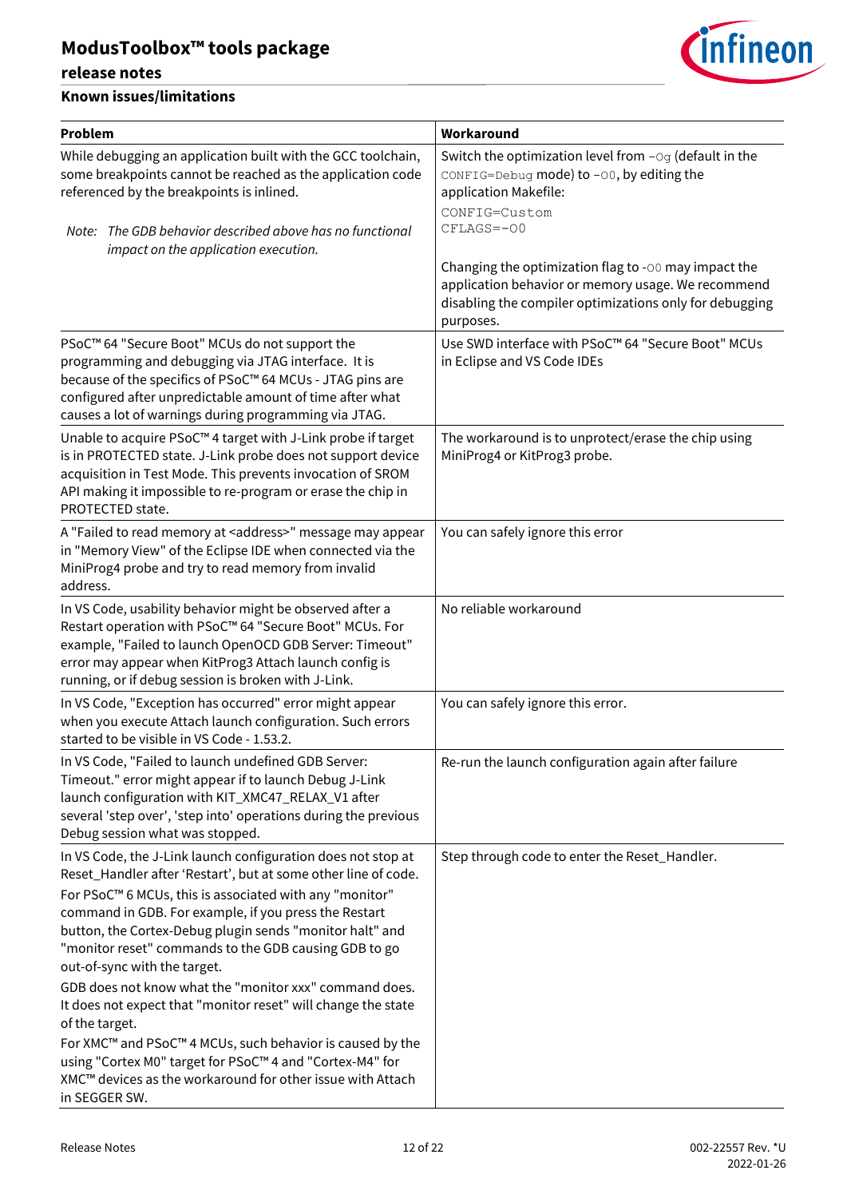### Known issues/limitations

| Problem | Workaround |
|---|---|
| While debugging an application built with the GCC toolchain, some breakpoints cannot be reached as the application code referenced by the breakpoints is inlined.<br><br>*Note: The GDB behavior described above has no functional impact on the application execution.* | Switch the optimization level from `-Og` (default in the `CONFIG=Debug` mode) to `-O0`, by editing the application Makefile:<br>`CONFIG=Custom`<br>`CFLAGS=-O0`<br><br>Changing the optimization flag to `-O0` may impact the application behavior or memory usage. We recommend disabling the compiler optimizations only for debugging purposes. |
| PSoC™ 64 "Secure Boot" MCUs do not support the programming and debugging via JTAG interface. It is because of the specifics of PSoC™ 64 MCUs - JTAG pins are configured after unpredictable amount of time after what causes a lot of warnings during programming via JTAG. | Use SWD interface with PSoC™ 64 "Secure Boot" MCUs in Eclipse and VS Code IDEs |
| Unable to acquire PSoC™ 4 target with J-Link probe if target is in PROTECTED state. J-Link probe does not support device acquisition in Test Mode. This prevents invocation of SROM API making it impossible to re-program or erase the chip in PROTECTED state. | The workaround is to unprotect/erase the chip using MiniProg4 or KitProg3 probe. |
| A "Failed to read memory at <address>" message may appear in "Memory View" of the Eclipse IDE when connected via the MiniProg4 probe and try to read memory from invalid address. | You can safely ignore this error |
| In VS Code, usability behavior might be observed after a Restart operation with PSoC™ 64 "Secure Boot" MCUs. For example, "Failed to launch OpenOCD GDB Server: Timeout" error may appear when KitProg3 Attach launch config is running, or if debug session is broken with J-Link. | No reliable workaround |
| In VS Code, "Exception has occurred" error might appear when you execute Attach launch configuration. Such errors started to be visible in VS Code - 1.53.2. | You can safely ignore this error. |
| In VS Code, "Failed to launch undefined GDB Server: Timeout." error might appear if to launch Debug J-Link launch configuration with KIT_XMC47_RELAX_V1 after several 'step over', 'step into' operations during the previous Debug session what was stopped. | Re-run the launch configuration again after failure |
| In VS Code, the J-Link launch configuration does not stop at Reset_Handler after 'Restart', but at some other line of code.<br>For PSoC™ 6 MCUs, this is associated with any "monitor" command in GDB. For example, if you press the Restart button, the Cortex-Debug plugin sends "monitor halt" and "monitor reset" commands to the GDB causing GDB to go out-of-sync with the target.<br>GDB does not know what the "monitor xxx" command does. It does not expect that "monitor reset" will change the state of the target.<br>For XMC™ and PSoC™ 4 MCUs, such behavior is caused by the using "Cortex M0" target for PSoC™ 4 and "Cortex-M4" for XMC™ devices as the workaround for other issue with Attach in SEGGER SW. | Step through code to enter the Reset_Handler. |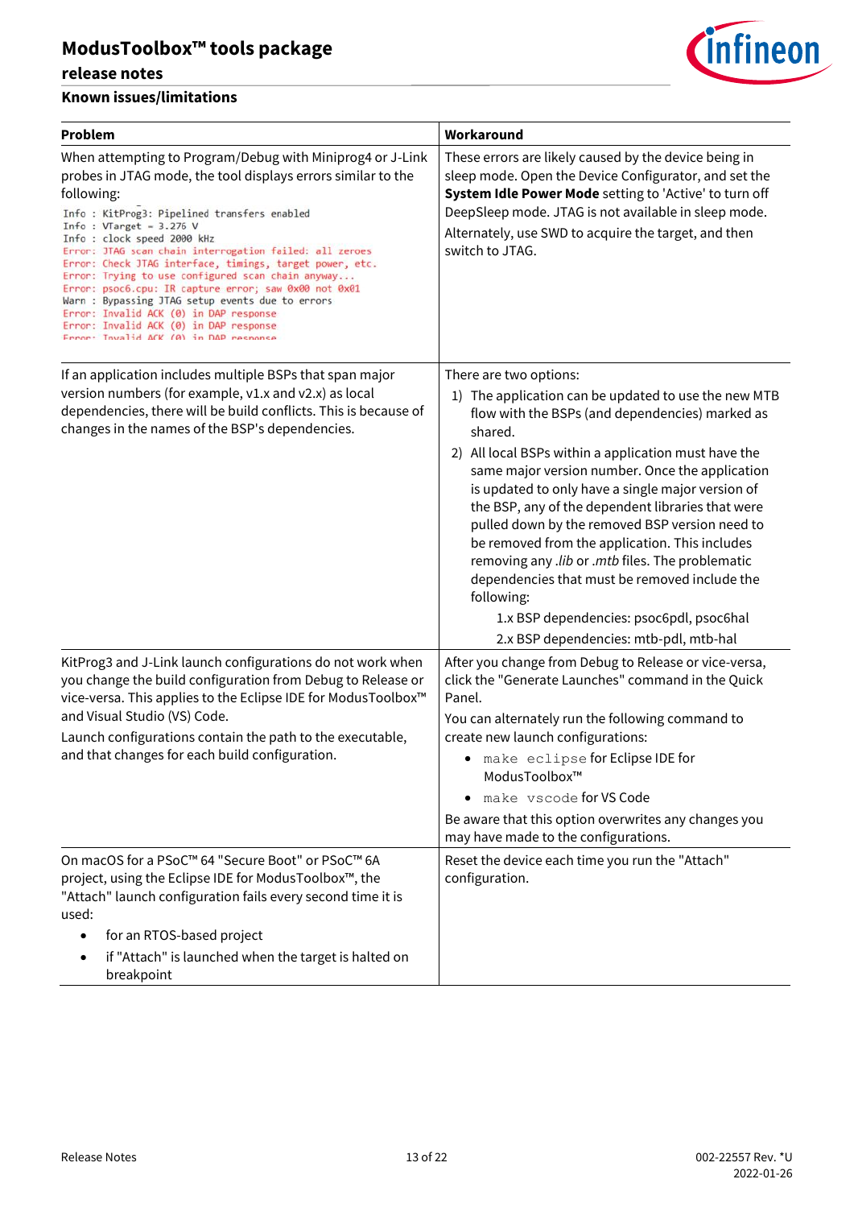## Known issues/limitations

| Problem | Workaround |
| --- | --- |
| When attempting to Program/Debug with Miniprog4 or J-Link probes in JTAG mode, the tool displays errors similar to the following:<br>`Info : KitProg3: Pipelined transfers enabled`<br>`Info : VTarget = 3.276 V`<br>`Info : clock speed 2000 kHz`<br>`Error: JTAG scan chain interrogation failed: all zeroes`<br>`Error: Check JTAG interface, timings, target power, etc.`<br>`Error: Trying to use configured scan chain anyway...`<br>`Error: psoc6.cpu: IR capture error; saw 0x00 not 0x01`<br>`Warn : Bypassing JTAG setup events due to errors`<br>`Error: Invalid ACK (0) in DAP response`<br>`Error: Invalid ACK (0) in DAP response`<br>`Error: Invalid ACK (0) in DAP response` | These errors are likely caused by the device being in sleep mode. Open the Device Configurator, and set the **System Idle Power Mode** setting to 'Active' to turn off DeepSleep mode. JTAG is not available in sleep mode.<br>Alternately, use SWD to acquire the target, and then switch to JTAG. |
| If an application includes multiple BSPs that span major version numbers (for example, v1.x and v2.x) as local dependencies, there will be build conflicts. This is because of changes in the names of the BSP's dependencies. | There are two options:<br>1) The application can be updated to use the new MTB flow with the BSPs (and dependencies) marked as shared.<br>2) All local BSPs within a application must have the same major version number. Once the application is updated to only have a single major version of the BSP, any of the dependent libraries that were pulled down by the removed BSP version need to be removed from the application. This includes removing any *.lib* or *.mtb* files. The problematic dependencies that must be removed include the following:<br>1.x BSP dependencies: psoc6pdl, psoc6hal<br>2.x BSP dependencies: mtb-pdl, mtb-hal |
| KitProg3 and J-Link launch configurations do not work when you change the build configuration from Debug to Release or vice-versa. This applies to the Eclipse IDE for ModusToolbox™ and Visual Studio (VS) Code.<br>Launch configurations contain the path to the executable, and that changes for each build configuration. | After you change from Debug to Release or vice-versa, click the "Generate Launches" command in the Quick Panel.<br>You can alternately run the following command to create new launch configurations:<br>• `make eclipse` for Eclipse IDE for ModusToolbox™<br>• `make vscode` for VS Code<br>Be aware that this option overwrites any changes you may have made to the configurations. |
| On macOS for a PSoC™ 64 "Secure Boot" or PSoC™ 6A project, using the Eclipse IDE for ModusToolbox™, the "Attach" launch configuration fails every second time it is used:<br>• for an RTOS-based project<br>• if "Attach" is launched when the target is halted on breakpoint | Reset the device each time you run the "Attach" configuration. |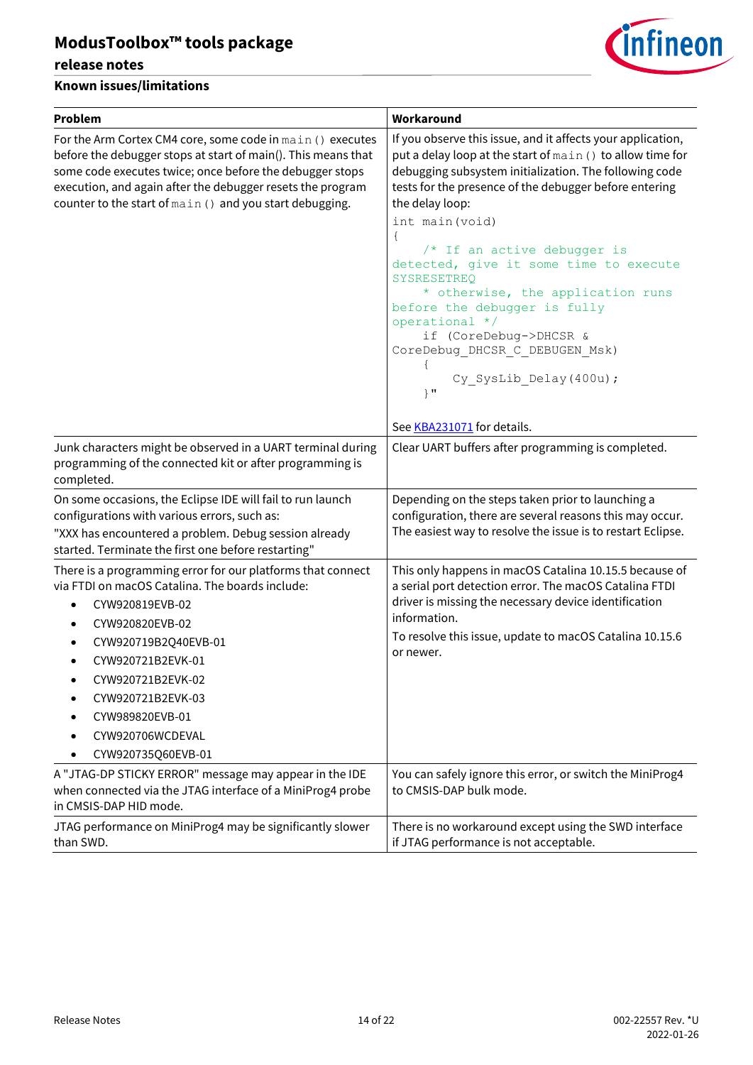### Known issues/limitations

| Problem | Workaround |
|---|---|
| For the Arm Cortex CM4 core, some code in `main()` executes before the debugger stops at start of main(). This means that some code executes twice; once before the debugger stops execution, and again after the debugger resets the program counter to the start of `main()` and you start debugging. | If you observe this issue, and it affects your application, put a delay loop at the start of `main()` to allow time for debugging subsystem initialization. The following code tests for the presence of the debugger before entering the delay loop:<br>`int main(void)`<br>`{`<br>`    /* If an active debugger is detected, give it some time to execute SYSRESETREQ`<br>`    * otherwise, the application runs before the debugger is fully operational */`<br>`    if (CoreDebug->DHCSR & CoreDebug_DHCSR_C_DEBUGEN_Msk)`<br>`    {`<br>`        Cy_SysLib_Delay(400u);`<br>`    }"`<br><br>See KBA231071 for details. |
| Junk characters might be observed in a UART terminal during programming of the connected kit or after programming is completed. | Clear UART buffers after programming is completed. |
| On some occasions, the Eclipse IDE will fail to run launch configurations with various errors, such as:<br>"XXX has encountered a problem. Debug session already started. Terminate the first one before restarting" | Depending on the steps taken prior to launching a configuration, there are several reasons this may occur. The easiest way to resolve the issue is to restart Eclipse. |
| There is a programming error for our platforms that connect via FTDI on macOS Catalina. The boards include:<br>• CYW920819EVB-02<br>• CYW920820EVB-02<br>• CYW920719B2Q40EVB-01<br>• CYW920721B2EVK-01<br>• CYW920721B2EVK-02<br>• CYW920721B2EVK-03<br>• CYW989820EVB-01<br>• CYW920706WCDEVAL<br>• CYW920735Q60EVB-01 | This only happens in macOS Catalina 10.15.5 because of a serial port detection error. The macOS Catalina FTDI driver is missing the necessary device identification information.<br>To resolve this issue, update to macOS Catalina 10.15.6 or newer. |
| A "JTAG-DP STICKY ERROR" message may appear in the IDE when connected via the JTAG interface of a MiniProg4 probe in CMSIS-DAP HID mode. | You can safely ignore this error, or switch the MiniProg4 to CMSIS-DAP bulk mode. |
| JTAG performance on MiniProg4 may be significantly slower than SWD. | There is no workaround except using the SWD interface if JTAG performance is not acceptable. |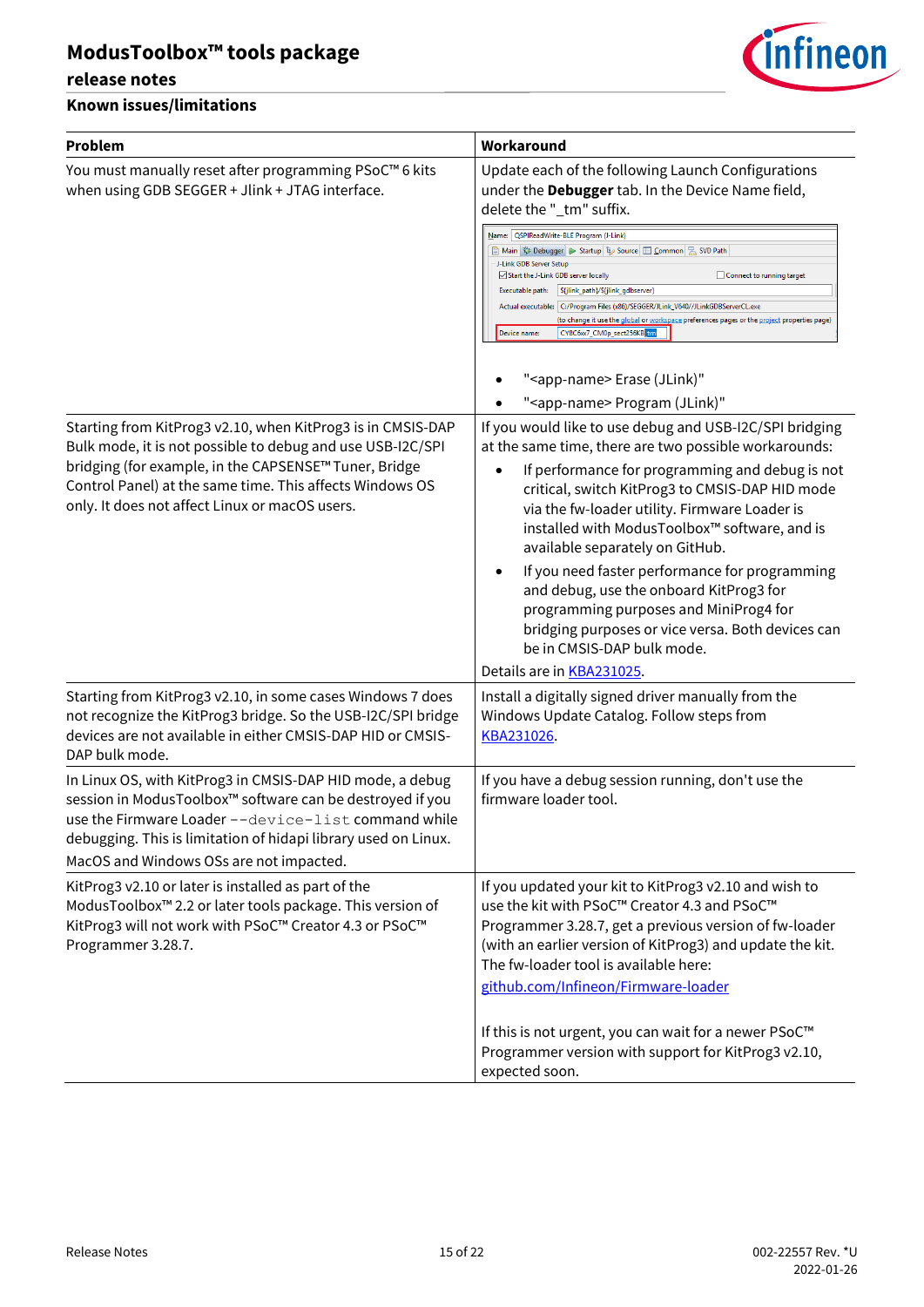### Known issues/limitations

| Problem | Workaround |
| --- | --- |
| You must manually reset after programming PSoC™ 6 kits when using GDB SEGGER + Jlink + JTAG interface. | Update each of the following Launch Configurations under the **Debugger** tab. In the Device Name field, delete the "_tm" suffix.<br><br>• "<app-name> Erase (JLink)"<br>• "<app-name> Program (JLink)" |
| Starting from KitProg3 v2.10, when KitProg3 is in CMSIS-DAP Bulk mode, it is not possible to debug and use USB-I2C/SPI bridging (for example, in the CAPSENSE™ Tuner, Bridge Control Panel) at the same time. This affects Windows OS only. It does not affect Linux or macOS users. | If you would like to use debug and USB-I2C/SPI bridging at the same time, there are two possible workarounds:<br>• If performance for programming and debug is not critical, switch KitProg3 to CMSIS-DAP HID mode via the fw-loader utility. Firmware Loader is installed with ModusToolbox™ software, and is available separately on GitHub.<br>• If you need faster performance for programming and debug, use the onboard KitProg3 for programming purposes and MiniProg4 for bridging purposes or vice versa. Both devices can be in CMSIS-DAP bulk mode.<br>Details are in KBA231025. |
| Starting from KitProg3 v2.10, in some cases Windows 7 does not recognize the KitProg3 bridge. So the USB-I2C/SPI bridge devices are not available in either CMSIS-DAP HID or CMSIS-DAP bulk mode. | Install a digitally signed driver manually from the Windows Update Catalog. Follow steps from KBA231026. |
| In Linux OS, with KitProg3 in CMSIS-DAP HID mode, a debug session in ModusToolbox™ software can be destroyed if you use the Firmware Loader `--device-list` command while debugging. This is limitation of hidapi library used on Linux. MacOS and Windows OSs are not impacted. | If you have a debug session running, don't use the firmware loader tool. |
| KitProg3 v2.10 or later is installed as part of the ModusToolbox™ 2.2 or later tools package. This version of KitProg3 will not work with PSoC™ Creator 4.3 or PSoC™ Programmer 3.28.7. | If you updated your kit to KitProg3 v2.10 and wish to use the kit with PSoC™ Creator 4.3 and PSoC™ Programmer 3.28.7, get a previous version of fw-loader (with an earlier version of KitProg3) and update the kit. The fw-loader tool is available here:<br>github.com/Infineon/Firmware-loader<br><br>If this is not urgent, you can wait for a newer PSoC™ Programmer version with support for KitProg3 v2.10, expected soon. |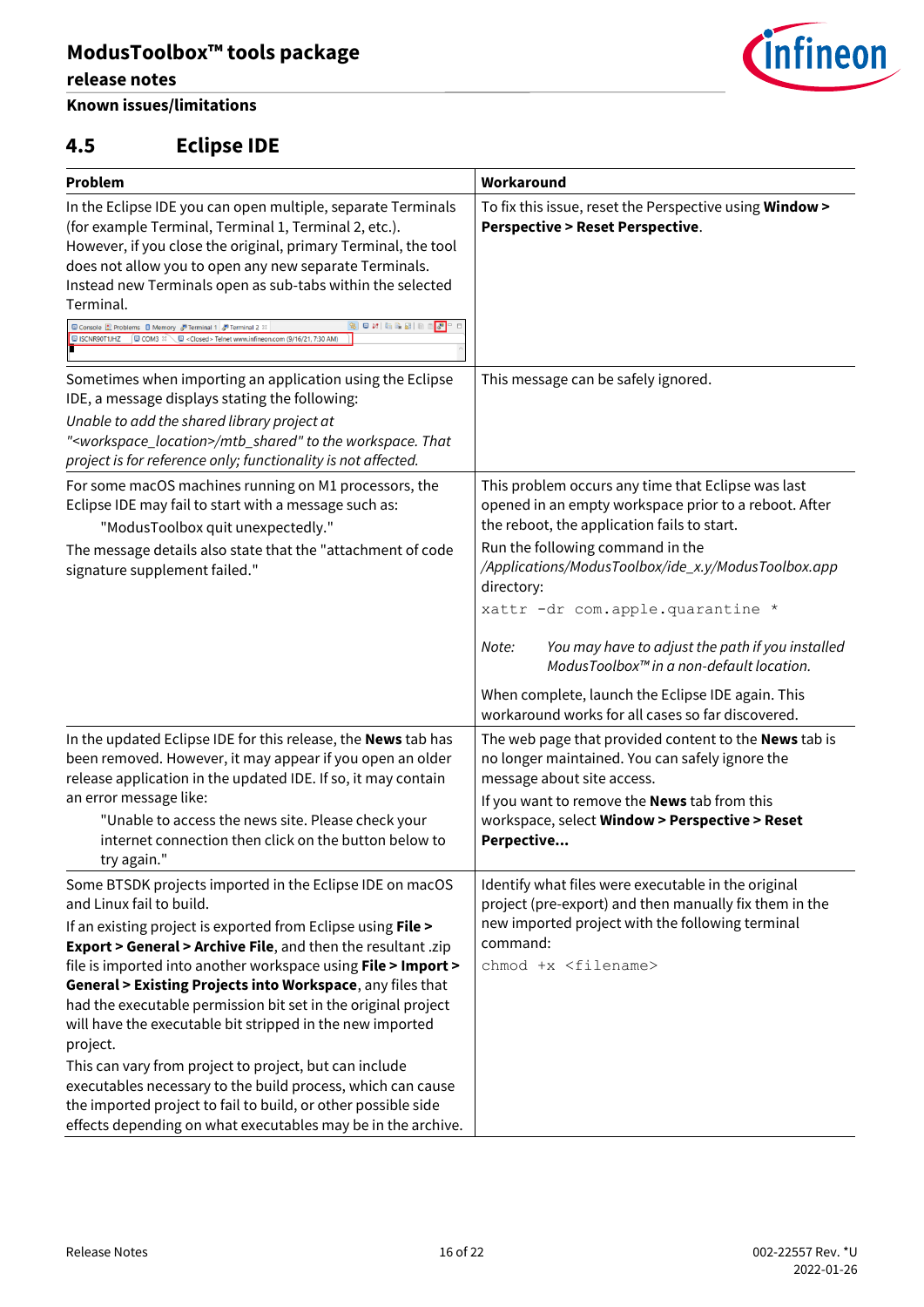## 4.5 Eclipse IDE

| Problem | Workaround |
|---|---|
| In the Eclipse IDE you can open multiple, separate Terminals (for example Terminal, Terminal 1, Terminal 2, etc.). However, if you close the original, primary Terminal, the tool does not allow you to open any new separate Terminals. Instead new Terminals open as sub-tabs within the selected Terminal. | To fix this issue, reset the Perspective using **Window > Perspective > Reset Perspective**. |
| Sometimes when importing an application using the Eclipse IDE, a message displays stating the following:<br>*Unable to add the shared library project at "<workspace_location>/mtb_shared" to the workspace. That project is for reference only; functionality is not affected.* | This message can be safely ignored. |
| For some macOS machines running on M1 processors, the Eclipse IDE may fail to start with a message such as:<br>"ModusToolbox quit unexpectedly."<br>The message details also state that the "attachment of code signature supplement failed." | This problem occurs any time that Eclipse was last opened in an empty workspace prior to a reboot. After the reboot, the application fails to start.<br>Run the following command in the */Applications/ModusToolbox/ide_x.y/ModusToolbox.app* directory:<br>`xattr -dr com.apple.quarantine *`<br>*Note:* *You may have to adjust the path if you installed ModusToolbox™ in a non-default location.*<br>When complete, launch the Eclipse IDE again. This workaround works for all cases so far discovered. |
| In the updated Eclipse IDE for this release, the **News** tab has been removed. However, it may appear if you open an older release application in the updated IDE. If so, it may contain an error message like:<br>"Unable to access the news site. Please check your internet connection then click on the button below to try again." | The web page that provided content to the **News** tab is no longer maintained. You can safely ignore the message about site access.<br>If you want to remove the **News** tab from this workspace, select **Window > Perspective > Reset Perpective...** |
| Some BTSDK projects imported in the Eclipse IDE on macOS and Linux fail to build.<br>If an existing project is exported from Eclipse using **File > Export > General > Archive File**, and then the resultant .zip file is imported into another workspace using **File > Import > General > Existing Projects into Workspace**, any files that had the executable permission bit set in the original project will have the executable bit stripped in the new imported project.<br>This can vary from project to project, but can include executables necessary to the build process, which can cause the imported project to fail to build, or other possible side effects depending on what executables may be in the archive. | Identify what files were executable in the original project (pre-export) and then manually fix them in the new imported project with the following terminal command:<br>`chmod +x <filename>` |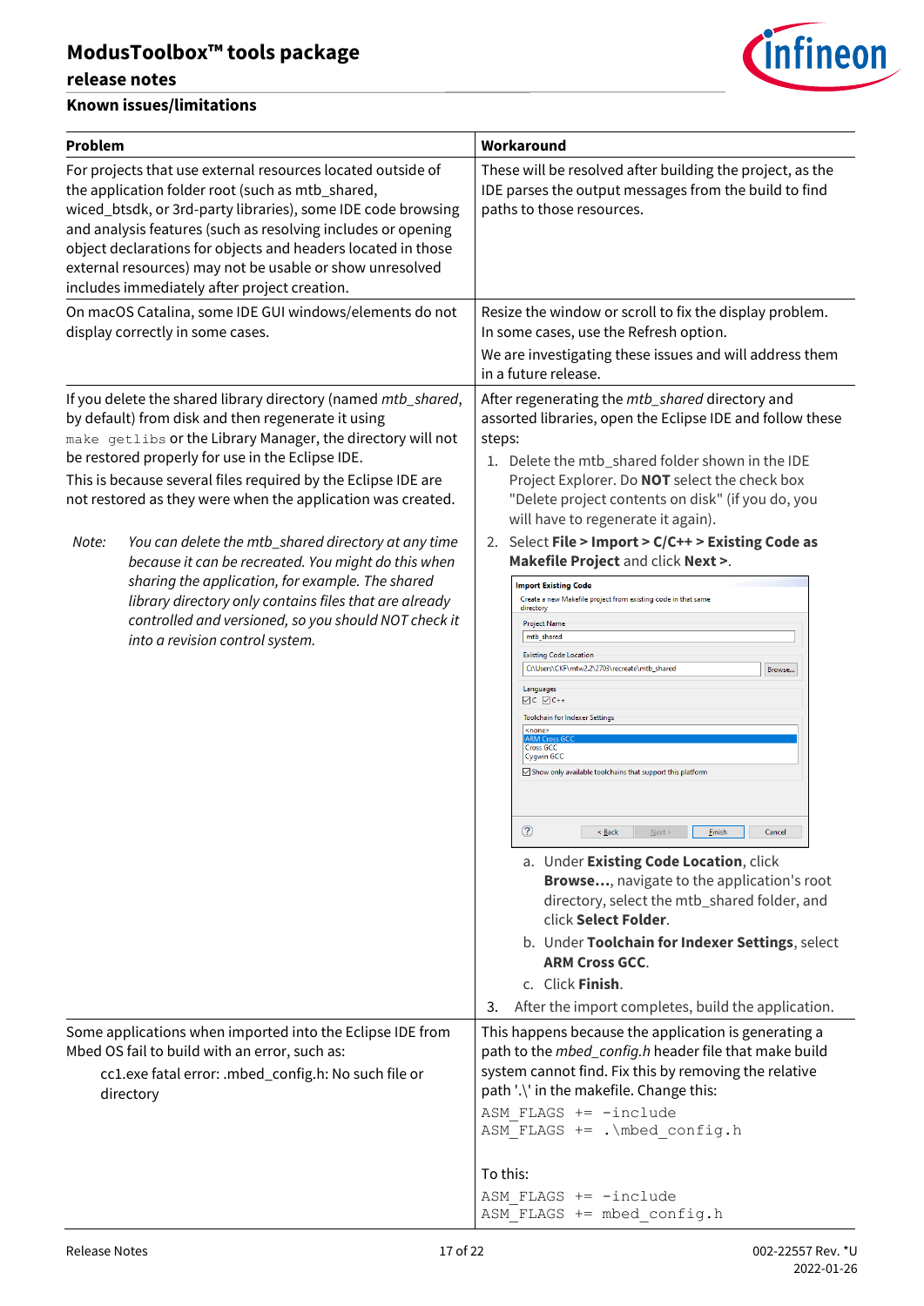## Known issues/limitations

| Problem | Workaround |
|---|---|
| For projects that use external resources located outside of the application folder root (such as mtb_shared, wiced_btsdk, or 3rd-party libraries), some IDE code browsing and analysis features (such as resolving includes or opening object declarations for objects and headers located in those external resources) may not be usable or show unresolved includes immediately after project creation. | These will be resolved after building the project, as the IDE parses the output messages from the build to find paths to those resources. |
| On macOS Catalina, some IDE GUI windows/elements do not display correctly in some cases. | Resize the window or scroll to fix the display problem. In some cases, use the Refresh option.<br><br>We are investigating these issues and will address them in a future release. |
| If you delete the shared library directory (named *mtb_shared*, by default) from disk and then regenerate it using `make getlibs` or the Library Manager, the directory will not be restored properly for use in the Eclipse IDE.<br><br>This is because several files required by the Eclipse IDE are not restored as they were when the application was created.<br><br>*Note: You can delete the mtb_shared directory at any time because it can be recreated. You might do this when sharing the application, for example. The shared library directory only contains files that are already controlled and versioned, so you should NOT check it into a revision control system.* | After regenerating the *mtb_shared* directory and assorted libraries, open the Eclipse IDE and follow these steps:<br>1. Delete the mtb_shared folder shown in the IDE Project Explorer. Do **NOT** select the check box "Delete project contents on disk" (if you do, you will have to regenerate it again).<br>2. Select **File > Import > C/C++ > Existing Code as Makefile Project** and click **Next >**.<br>[Import Existing Code dialog: Project Name: mtb_shared; Existing Code Location: C:\Users\CKF\mtw2.2\2709\recreate\mtb_shared; Languages: C, C++; Toolchain for Indexer Settings: <none>, ARM Cross GCC, Cross GCC, Cygwin GCC]<br>a. Under **Existing Code Location**, click **Browse…**, navigate to the application's root directory, select the mtb_shared folder, and click **Select Folder**.<br>b. Under **Toolchain for Indexer Settings**, select **ARM Cross GCC**.<br>c. Click **Finish**.<br>3. After the import completes, build the application. |
| Some applications when imported into the Eclipse IDE from Mbed OS fail to build with an error, such as:<br><br>cc1.exe fatal error: .mbed_config.h: No such file or directory | This happens because the application is generating a path to the *mbed_config.h* header file that make build system cannot find. Fix this by removing the relative path '.\' in the makefile. Change this:<br>`ASM_FLAGS += -include`<br>`ASM_FLAGS += .\mbed_config.h`<br><br>To this:<br>`ASM_FLAGS += -include`<br>`ASM_FLAGS += mbed_config.h` |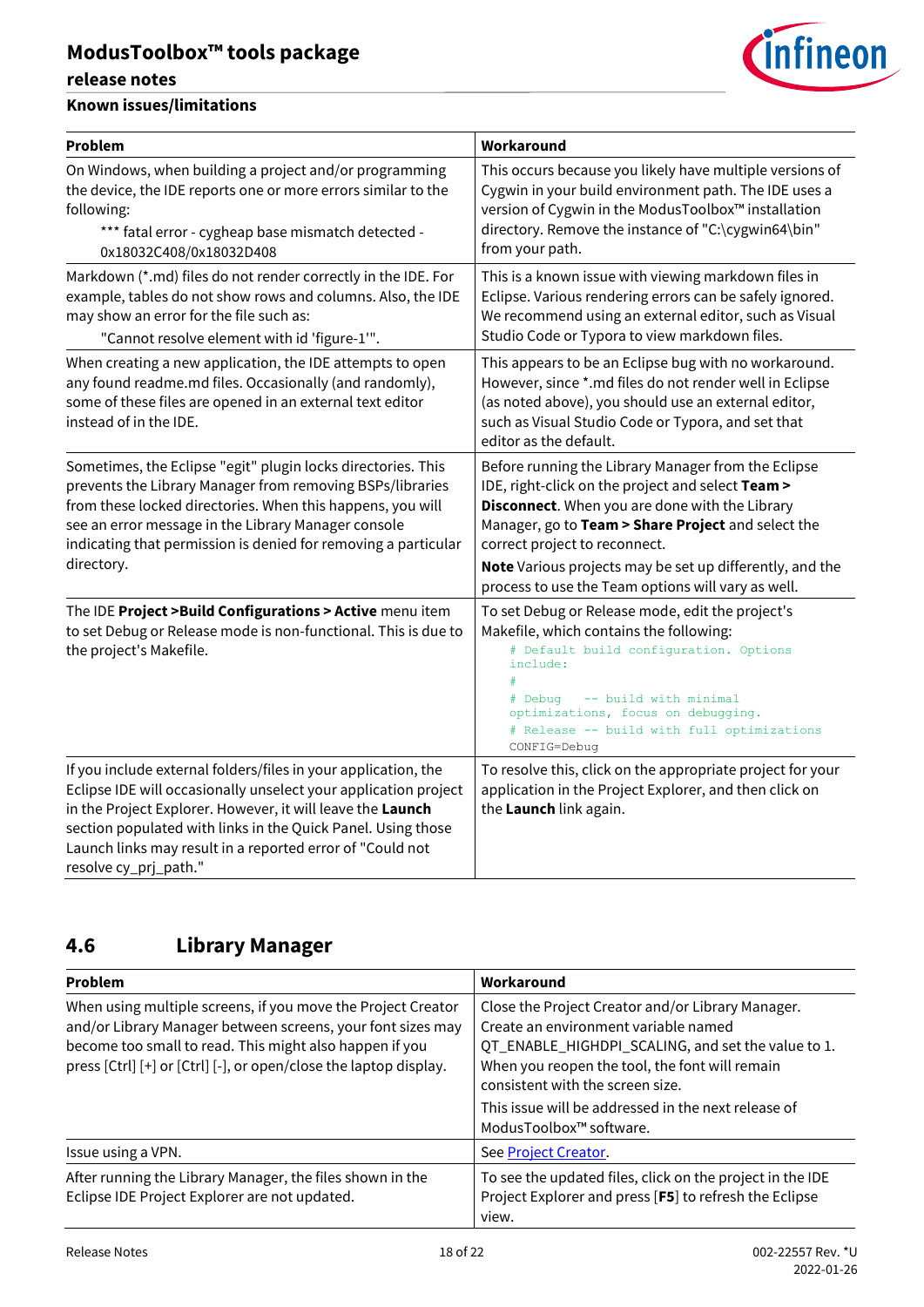## Known issues/limitations

| Problem | Workaround |
|---|---|
| On Windows, when building a project and/or programming the device, the IDE reports one or more errors similar to the following:<br>*** fatal error - cygheap base mismatch detected - 0x18032C408/0x18032D408 | This occurs because you likely have multiple versions of Cygwin in your build environment path. The IDE uses a version of Cygwin in the ModusToolbox™ installation directory. Remove the instance of "C:\cygwin64\bin" from your path. |
| Markdown (*.md) files do not render correctly in the IDE. For example, tables do not show rows and columns. Also, the IDE may show an error for the file such as:<br>"Cannot resolve element with id 'figure-1'". | This is a known issue with viewing markdown files in Eclipse. Various rendering errors can be safely ignored. We recommend using an external editor, such as Visual Studio Code or Typora to view markdown files. |
| When creating a new application, the IDE attempts to open any found readme.md files. Occasionally (and randomly), some of these files are opened in an external text editor instead of in the IDE. | This appears to be an Eclipse bug with no workaround. However, since *.md files do not render well in Eclipse (as noted above), you should use an external editor, such as Visual Studio Code or Typora, and set that editor as the default. |
| Sometimes, the Eclipse "egit" plugin locks directories. This prevents the Library Manager from removing BSPs/libraries from these locked directories. When this happens, you will see an error message in the Library Manager console indicating that permission is denied for removing a particular directory. | Before running the Library Manager from the Eclipse IDE, right-click on the project and select **Team > Disconnect**. When you are done with the Library Manager, go to **Team > Share Project** and select the correct project to reconnect.<br>**Note** Various projects may be set up differently, and the process to use the Team options will vary as well. |
| The IDE **Project >Build Configurations > Active** menu item to set Debug or Release mode is non-functional. This is due to the project's Makefile. | To set Debug or Release mode, edit the project's Makefile, which contains the following:<br>`# Default build configuration. Options include:`<br>`#`<br>`# Debug -- build with minimal optimizations, focus on debugging.`<br>`# Release -- build with full optimizations`<br>`CONFIG=Debug` |
| If you include external folders/files in your application, the Eclipse IDE will occasionally unselect your application project in the Project Explorer. However, it will leave the **Launch** section populated with links in the Quick Panel. Using those Launch links may result in a reported error of "Could not resolve cy_prj_path." | To resolve this, click on the appropriate project for your application in the Project Explorer, and then click on the **Launch** link again. |

## 4.6 Library Manager

| Problem | Workaround |
|---|---|
| When using multiple screens, if you move the Project Creator and/or Library Manager between screens, your font sizes may become too small to read. This might also happen if you press [Ctrl] [+] or [Ctrl] [-], or open/close the laptop display. | Close the Project Creator and/or Library Manager. Create an environment variable named QT_ENABLE_HIGHDPI_SCALING, and set the value to 1. When you reopen the tool, the font will remain consistent with the screen size.<br>This issue will be addressed in the next release of ModusToolbox™ software. |
| Issue using a VPN. | See Project Creator. |
| After running the Library Manager, the files shown in the Eclipse IDE Project Explorer are not updated. | To see the updated files, click on the project in the IDE Project Explorer and press [**F5**] to refresh the Eclipse view. |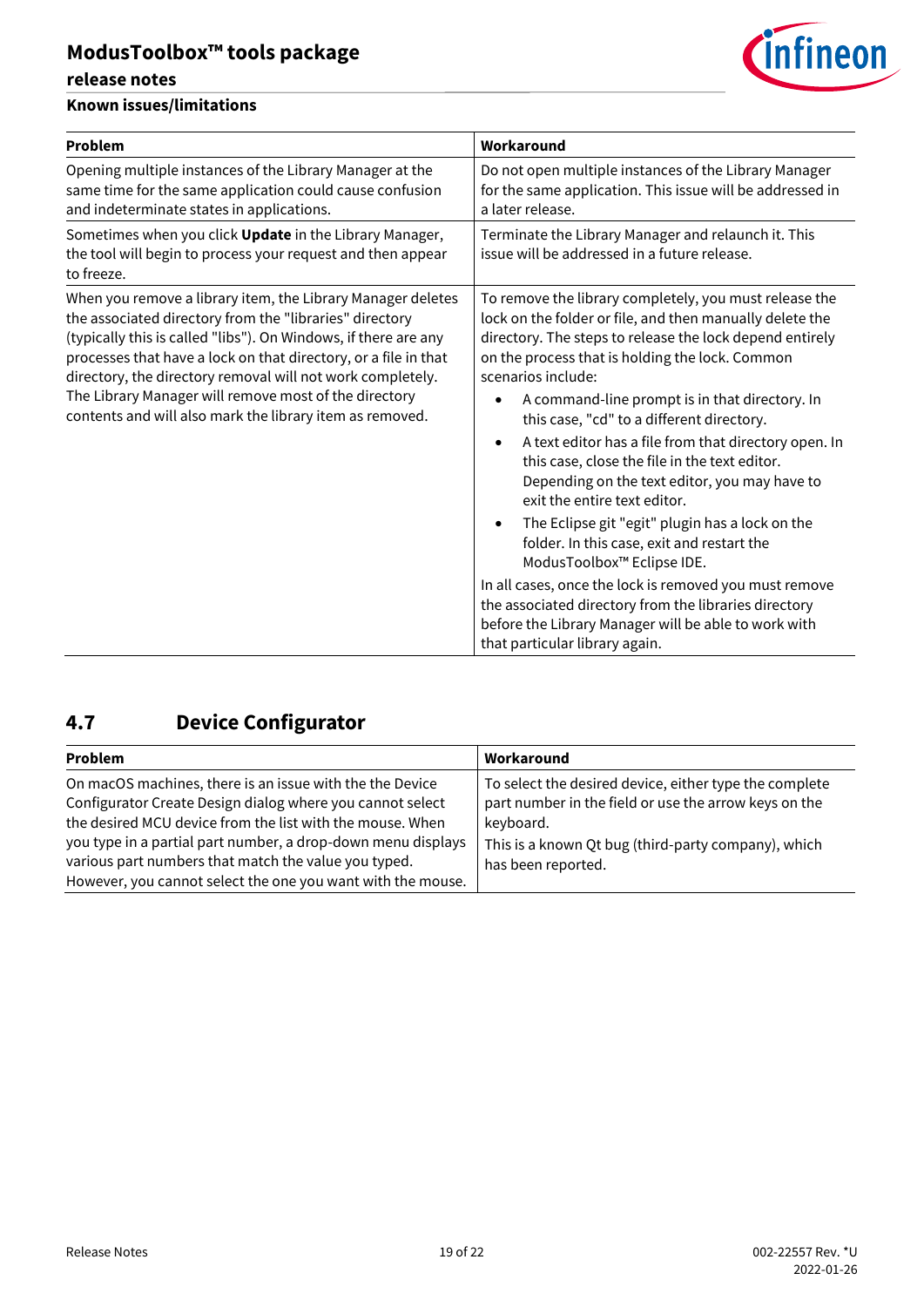| Problem | Workaround |
|---|---|
| Opening multiple instances of the Library Manager at the same time for the same application could cause confusion and indeterminate states in applications. | Do not open multiple instances of the Library Manager for the same application. This issue will be addressed in a later release. |
| Sometimes when you click **Update** in the Library Manager, the tool will begin to process your request and then appear to freeze. | Terminate the Library Manager and relaunch it. This issue will be addressed in a future release. |
| When you remove a library item, the Library Manager deletes the associated directory from the "libraries" directory (typically this is called "libs"). On Windows, if there are any processes that have a lock on that directory, or a file in that directory, the directory removal will not work completely. The Library Manager will remove most of the directory contents and will also mark the library item as removed. | To remove the library completely, you must release the lock on the folder or file, and then manually delete the directory. The steps to release the lock depend entirely on the process that is holding the lock. Common scenarios include: <br>• A command-line prompt is in that directory. In this case, "cd" to a different directory. <br>• A text editor has a file from that directory open. In this case, close the file in the text editor. Depending on the text editor, you may have to exit the entire text editor. <br>• The Eclipse git "egit" plugin has a lock on the folder. In this case, exit and restart the ModusToolbox™ Eclipse IDE. <br>In all cases, once the lock is removed you must remove the associated directory from the libraries directory before the Library Manager will be able to work with that particular library again. |

## 4.7 Device Configurator

| Problem | Workaround |
|---|---|
| On macOS machines, there is an issue with the the Device Configurator Create Design dialog where you cannot select the desired MCU device from the list with the mouse. When you type in a partial part number, a drop-down menu displays various part numbers that match the value you typed. However, you cannot select the one you want with the mouse. | To select the desired device, either type the complete part number in the field or use the arrow keys on the keyboard. <br>This is a known Qt bug (third-party company), which has been reported. |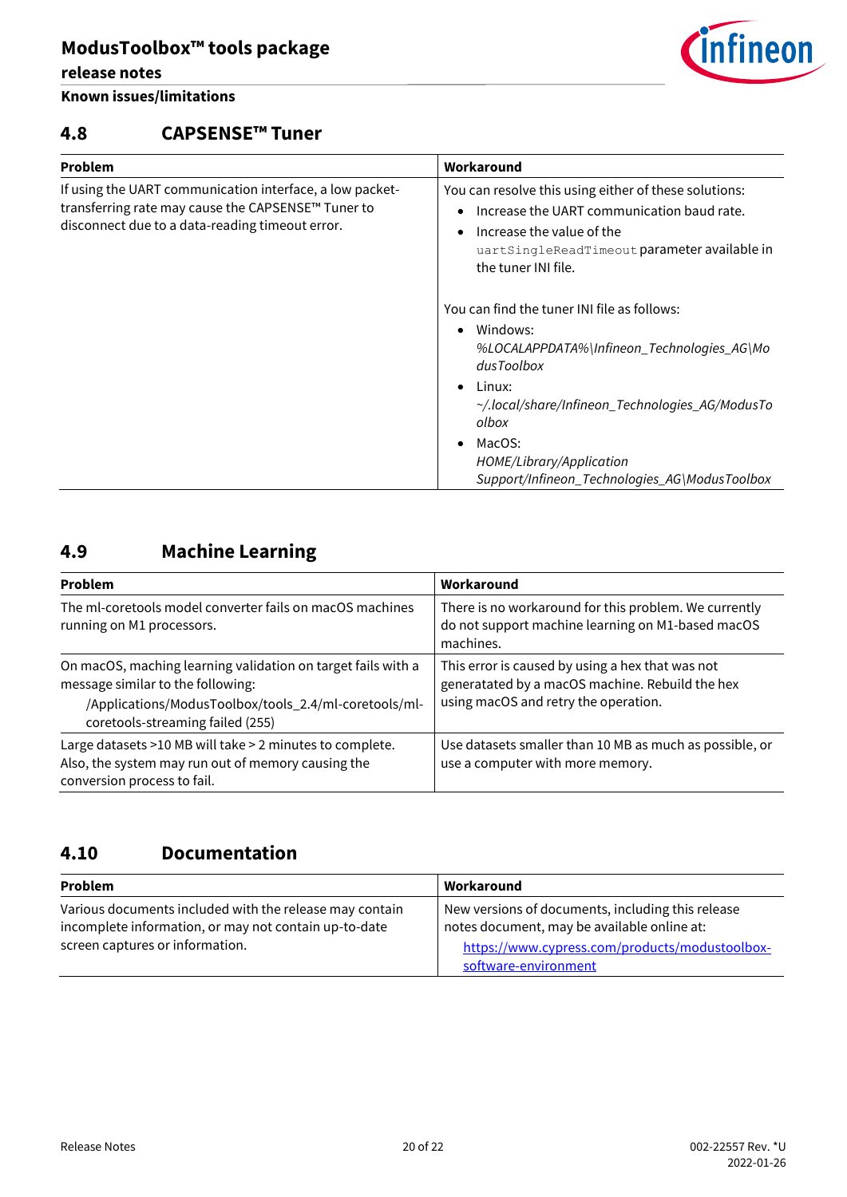## 4.8 CAPSENSE™ Tuner

| Problem | Workaround |
|---|---|
| If using the UART communication interface, a low packet-transferring rate may cause the CAPSENSE™ Tuner to disconnect due to a data-reading timeout error. | You can resolve this using either of these solutions:<br>• Increase the UART communication baud rate.<br>• Increase the value of the `uartSingleReadTimeout` parameter available in the tuner INI file.<br><br>You can find the tuner INI file as follows:<br>• Windows: *%LOCALAPPDATA%\Infineon_Technologies_AG\ModusToolbox*<br>• Linux: *~/.local/share/Infineon_Technologies_AG/ModusToolbox*<br>• MacOS: *HOME/Library/Application Support/Infineon_Technologies_AG\ModusToolbox* |

## 4.9 Machine Learning

| Problem | Workaround |
|---|---|
| The ml-coretools model converter fails on macOS machines running on M1 processors. | There is no workaround for this problem. We currently do not support machine learning on M1-based macOS machines. |
| On macOS, maching learning validation on target fails with a message similar to the following:<br>/Applications/ModusToolbox/tools_2.4/ml-coretools/ml-coretools-streaming failed (255) | This error is caused by using a hex that was not generatated by a macOS machine. Rebuild the hex using macOS and retry the operation. |
| Large datasets >10 MB will take > 2 minutes to complete. Also, the system may run out of memory causing the conversion process to fail. | Use datasets smaller than 10 MB as much as possible, or use a computer with more memory. |

## 4.10 Documentation

| Problem | Workaround |
|---|---|
| Various documents included with the release may contain incomplete information, or may not contain up-to-date screen captures or information. | New versions of documents, including this release notes document, may be available online at:<br>https://www.cypress.com/products/modustoolbox-software-environment |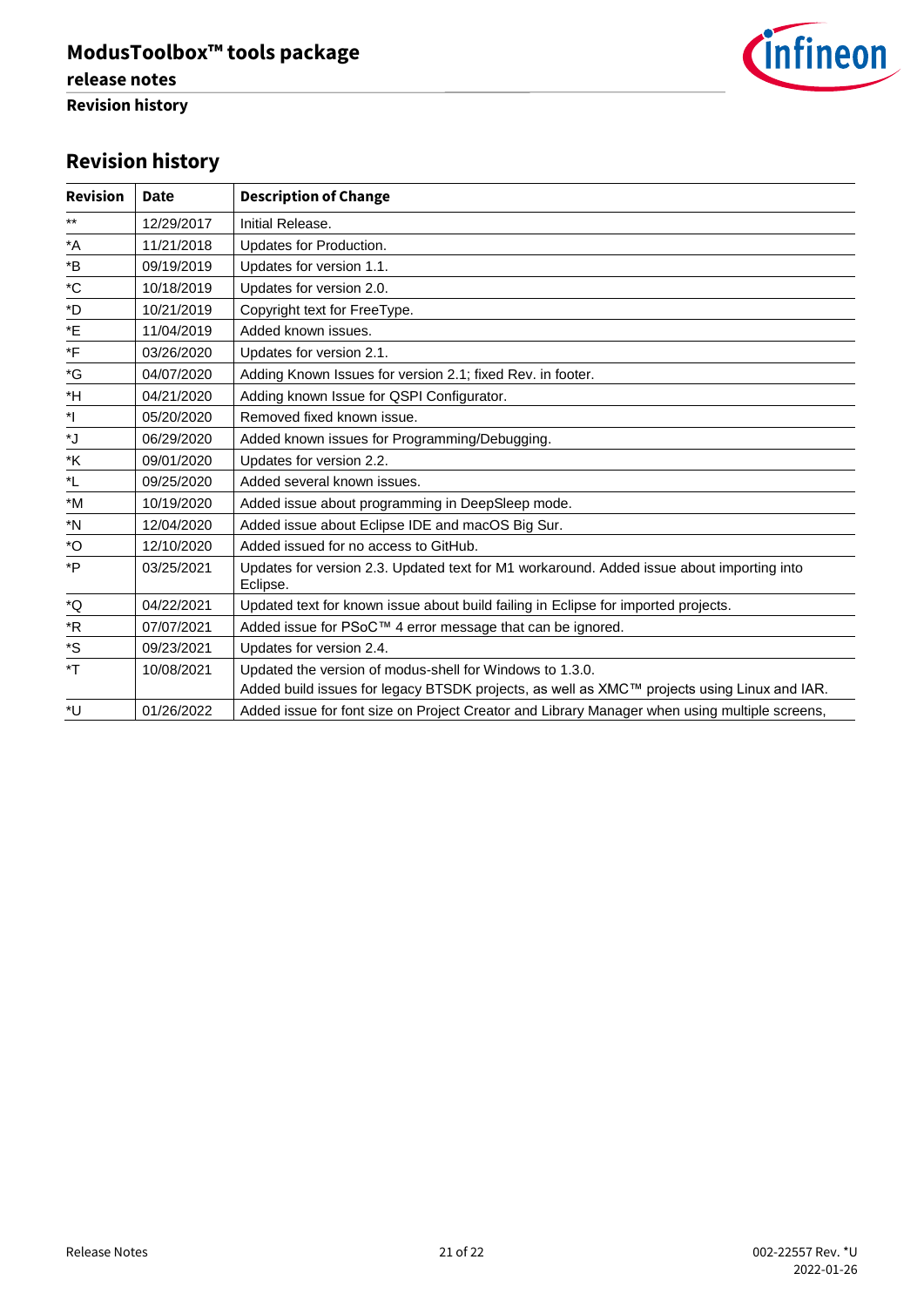## Revision history

| Revision | Date | Description of Change |
|---|---|---|
| ** | 12/29/2017 | Initial Release. |
| *A | 11/21/2018 | Updates for Production. |
| *B | 09/19/2019 | Updates for version 1.1. |
| *C | 10/18/2019 | Updates for version 2.0. |
| *D | 10/21/2019 | Copyright text for FreeType. |
| *E | 11/04/2019 | Added known issues. |
| *F | 03/26/2020 | Updates for version 2.1. |
| *G | 04/07/2020 | Adding Known Issues for version 2.1; fixed Rev. in footer. |
| *H | 04/21/2020 | Adding known Issue for QSPI Configurator. |
| *I | 05/20/2020 | Removed fixed known issue. |
| *J | 06/29/2020 | Added known issues for Programming/Debugging. |
| *K | 09/01/2020 | Updates for version 2.2. |
| *L | 09/25/2020 | Added several known issues. |
| *M | 10/19/2020 | Added issue about programming in DeepSleep mode. |
| *N | 12/04/2020 | Added issue about Eclipse IDE and macOS Big Sur. |
| *O | 12/10/2020 | Added issued for no access to GitHub. |
| *P | 03/25/2021 | Updates for version 2.3. Updated text for M1 workaround. Added issue about importing into Eclipse. |
| *Q | 04/22/2021 | Updated text for known issue about build failing in Eclipse for imported projects. |
| *R | 07/07/2021 | Added issue for PSoC™ 4 error message that can be ignored. |
| *S | 09/23/2021 | Updates for version 2.4. |
| *T | 10/08/2021 | Updated the version of modus-shell for Windows to 1.3.0.<br>Added build issues for legacy BTSDK projects, as well as XMC™ projects using Linux and IAR. |
| *U | 01/26/2022 | Added issue for font size on Project Creator and Library Manager when using multiple screens, |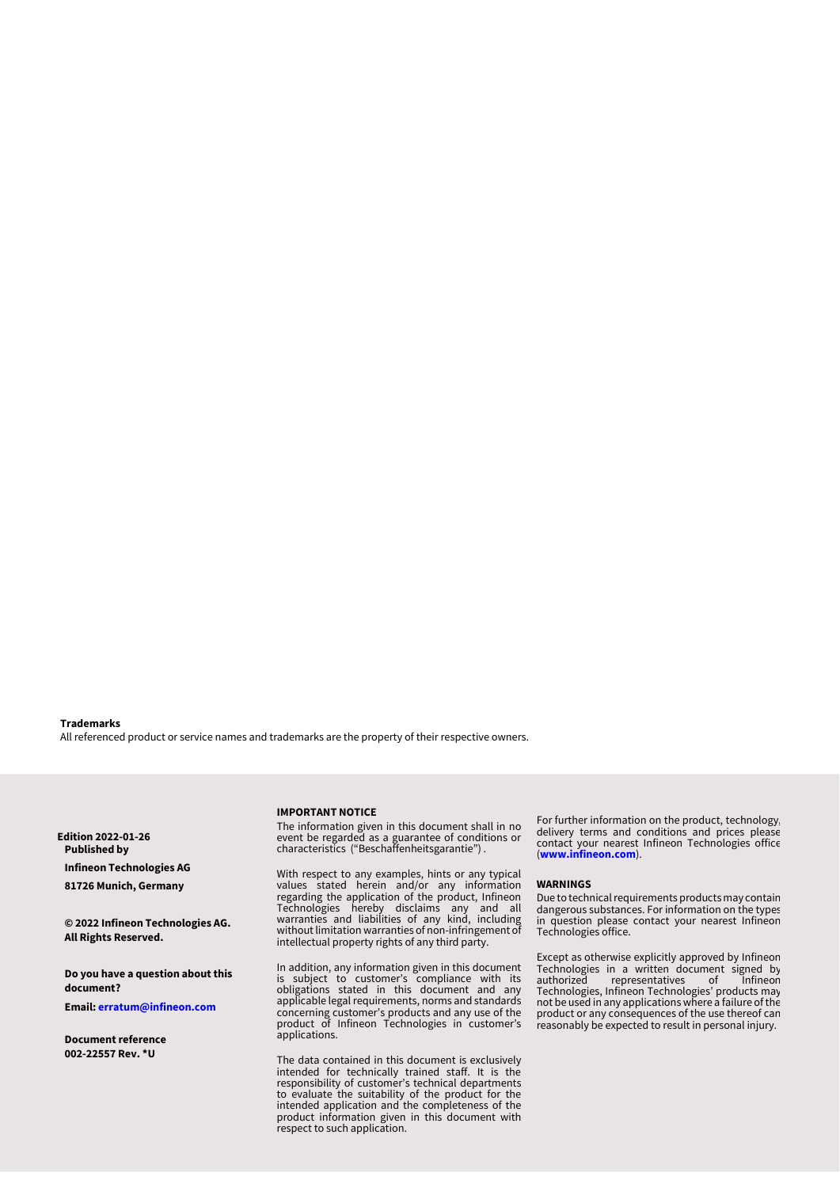**Trademarks**

All referenced product or service names and trademarks are the property of their respective owners.

**Edition 2022-01-26**
**Published by**

**Infineon Technologies AG**

**81726 Munich, Germany**

**© 2022 Infineon Technologies AG.**
**All Rights Reserved.**

**Do you have a question about this document?**

**Email: erratum@infineon.com**

**Document reference**
**002-22557 Rev. *U**

**IMPORTANT NOTICE**

The information given in this document shall in no event be regarded as a guarantee of conditions or characteristics ("Beschaffenheitsgarantie") .

With respect to any examples, hints or any typical values stated herein and/or any information regarding the application of the product, Infineon Technologies hereby disclaims any and all warranties and liabilities of any kind, including without limitation warranties of non-infringement of intellectual property rights of any third party.

In addition, any information given in this document is subject to customer's compliance with its obligations stated in this document and any applicable legal requirements, norms and standards concerning customer's products and any use of the product of Infineon Technologies in customer's applications.

The data contained in this document is exclusively intended for technically trained staff. It is the responsibility of customer's technical departments to evaluate the suitability of the product for the intended application and the completeness of the product information given in this document with respect to such application.

For further information on the product, technology, delivery terms and conditions and prices please contact your nearest Infineon Technologies office (**www.infineon.com**).

**WARNINGS**

Due to technical requirements products may contain dangerous substances. For information on the types in question please contact your nearest Infineon Technologies office.

Except as otherwise explicitly approved by Infineon Technologies in a written document signed by authorized representatives of Infineon Technologies, Infineon Technologies' products may not be used in any applications where a failure of the product or any consequences of the use thereof can reasonably be expected to result in personal injury.